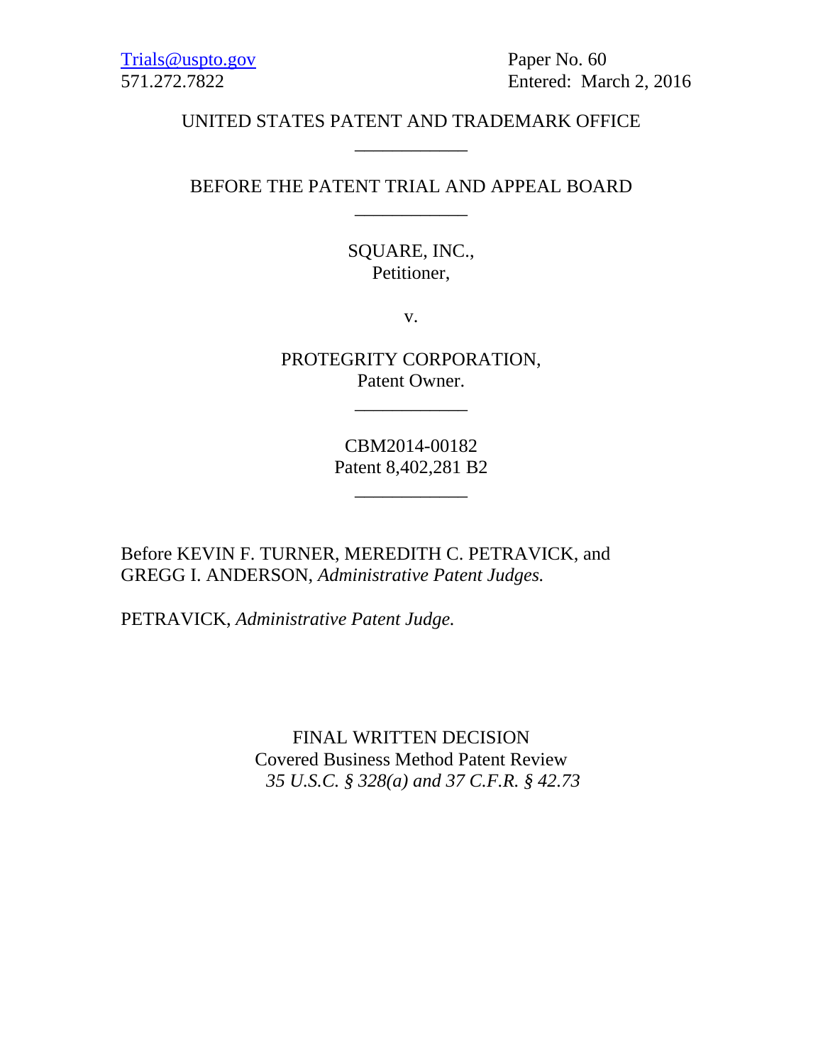Trials@uspto.gov  
571.272.7822

Paper No. 60  
Entered: March 2, 2016

UNITED STATES PATENT AND TRADEMARK OFFICE

____________

BEFORE THE PATENT TRIAL AND APPEAL BOARD

____________

SQUARE, INC.,  
Petitioner,

v.

PROTEGRITY CORPORATION,  
Patent Owner.

____________

CBM2014-00182  
Patent 8,402,281 B2

____________

Before KEVIN F. TURNER, MEREDITH C. PETRAVICK, and GREGG I. ANDERSON, *Administrative Patent Judges.*

PETRAVICK, *Administrative Patent Judge.*

FINAL WRITTEN DECISION  
Covered Business Method Patent Review  
*35 U.S.C. § 328(a) and 37 C.F.R. § 42.73*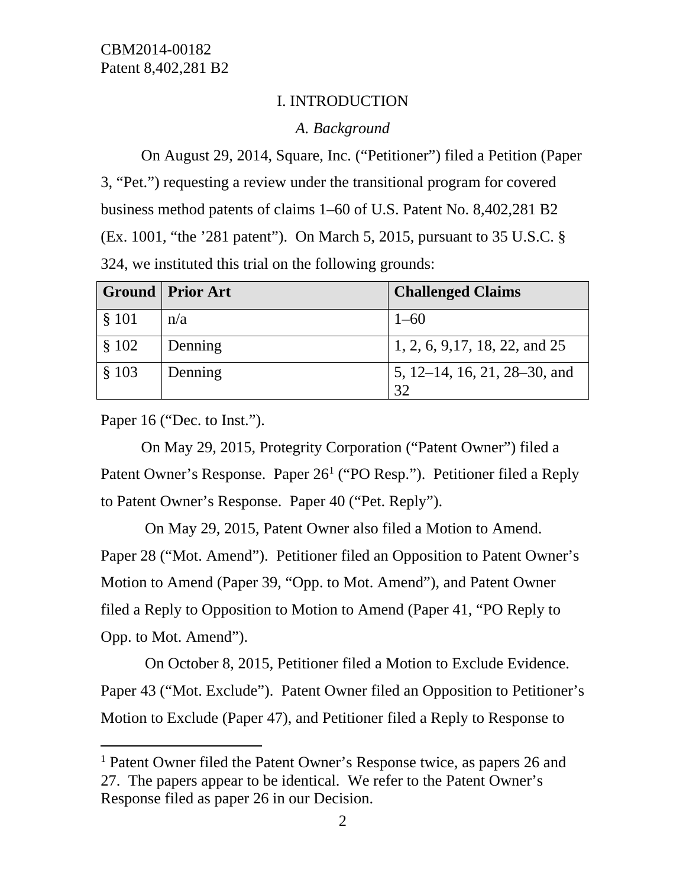# I. INTRODUCTION

## *A. Background*

On August 29, 2014, Square, Inc. ("Petitioner") filed a Petition (Paper 3, "Pet.") requesting a review under the transitional program for covered business method patents of claims 1–60 of U.S. Patent No. 8,402,281 B2 (Ex. 1001, "the '281 patent"). On March 5, 2015, pursuant to 35 U.S.C. § 324, we instituted this trial on the following grounds:

| Ground | Prior Art | Challenged Claims |
|---|---|---|
| § 101 | n/a | 1–60 |
| § 102 | Denning | 1, 2, 6, 9,17, 18, 22, and 25 |
| § 103 | Denning | 5, 12–14, 16, 21, 28–30, and 32 |

Paper 16 ("Dec. to Inst.").

On May 29, 2015, Protegrity Corporation ("Patent Owner") filed a Patent Owner's Response. Paper 26[1] ("PO Resp."). Petitioner filed a Reply to Patent Owner's Response. Paper 40 ("Pet. Reply").

On May 29, 2015, Patent Owner also filed a Motion to Amend. Paper 28 ("Mot. Amend"). Petitioner filed an Opposition to Patent Owner's Motion to Amend (Paper 39, "Opp. to Mot. Amend"), and Patent Owner filed a Reply to Opposition to Motion to Amend (Paper 41, "PO Reply to Opp. to Mot. Amend").

On October 8, 2015, Petitioner filed a Motion to Exclude Evidence. Paper 43 ("Mot. Exclude"). Patent Owner filed an Opposition to Petitioner's Motion to Exclude (Paper 47), and Petitioner filed a Reply to Response to

[1] Patent Owner filed the Patent Owner's Response twice, as papers 26 and 27. The papers appear to be identical. We refer to the Patent Owner's Response filed as paper 26 in our Decision.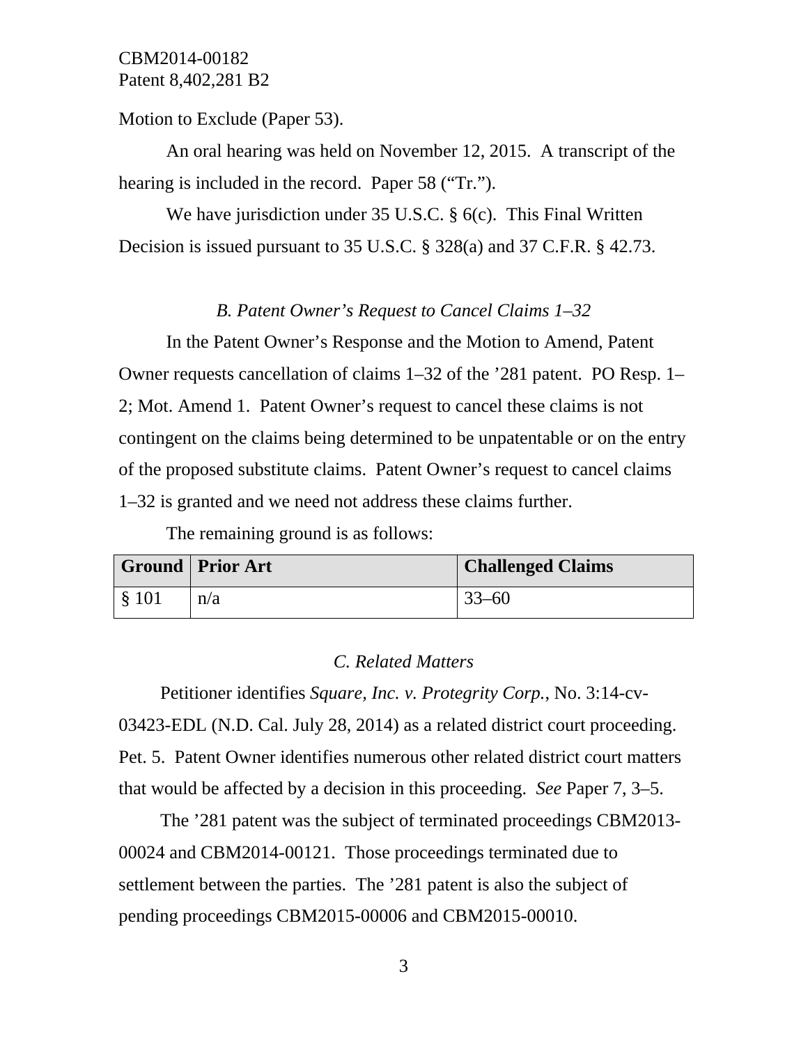Motion to Exclude (Paper 53).

An oral hearing was held on November 12, 2015. A transcript of the hearing is included in the record. Paper 58 ("Tr.").

We have jurisdiction under 35 U.S.C. § 6(c). This Final Written Decision is issued pursuant to 35 U.S.C. § 328(a) and 37 C.F.R. § 42.73.

### *B. Patent Owner's Request to Cancel Claims 1–32*

In the Patent Owner's Response and the Motion to Amend, Patent Owner requests cancellation of claims 1–32 of the '281 patent. PO Resp. 1–2; Mot. Amend 1. Patent Owner's request to cancel these claims is not contingent on the claims being determined to be unpatentable or on the entry of the proposed substitute claims. Patent Owner's request to cancel claims 1–32 is granted and we need not address these claims further.

The remaining ground is as follows:

| Ground | Prior Art | Challenged Claims |
|---|---|---|
| § 101 | n/a | 33–60 |

### *C. Related Matters*

Petitioner identifies *Square, Inc. v. Protegrity Corp.*, No. 3:14-cv-03423-EDL (N.D. Cal. July 28, 2014) as a related district court proceeding. Pet. 5. Patent Owner identifies numerous other related district court matters that would be affected by a decision in this proceeding. *See* Paper 7, 3–5.

The '281 patent was the subject of terminated proceedings CBM2013-00024 and CBM2014-00121. Those proceedings terminated due to settlement between the parties. The '281 patent is also the subject of pending proceedings CBM2015-00006 and CBM2015-00010.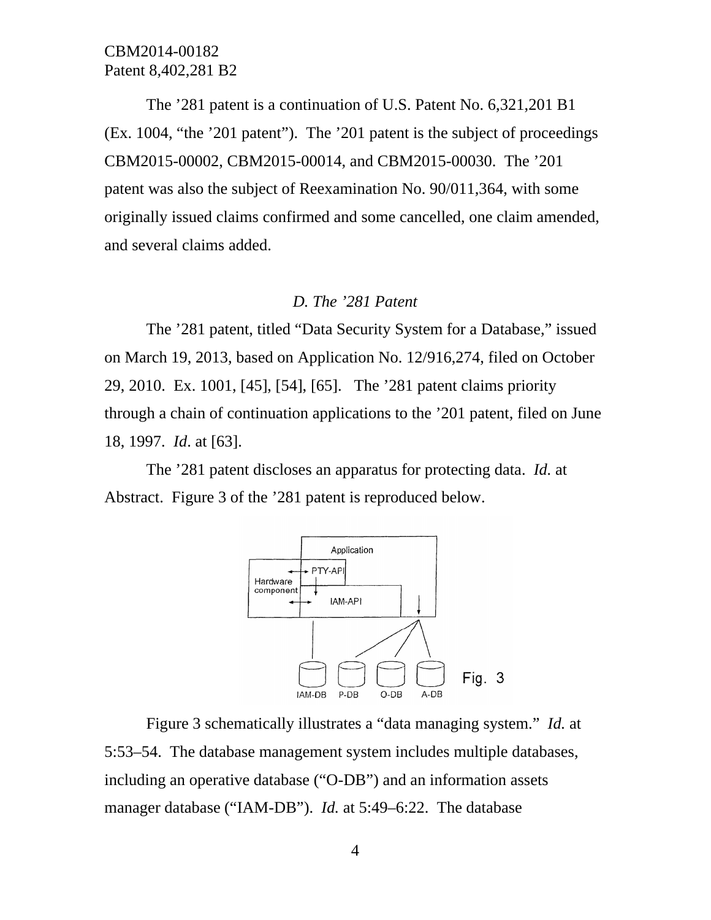The ’281 patent is a continuation of U.S. Patent No. 6,321,201 B1 (Ex. 1004, “the ’201 patent”). The ’201 patent is the subject of proceedings CBM2015-00002, CBM2015-00014, and CBM2015-00030. The ’201 patent was also the subject of Reexamination No. 90/011,364, with some originally issued claims confirmed and some cancelled, one claim amended, and several claims added.

### *D. The ’281 Patent*

The ’281 patent, titled “Data Security System for a Database,” issued on March 19, 2013, based on Application No. 12/916,274, filed on October 29, 2010. Ex. 1001, [45], [54], [65]. The ’281 patent claims priority through a chain of continuation applications to the ’201 patent, filed on June 18, 1997. *Id*. at [63].

The ’281 patent discloses an apparatus for protecting data. *Id.* at Abstract. Figure 3 of the ’281 patent is reproduced below.

Application
PTY-API
Hardware component
IAM-API
IAM-DB P-DB O-DB A-DB
Fig. 3

Figure 3 schematically illustrates a “data managing system.” *Id.* at 5:53–54. The database management system includes multiple databases, including an operative database (“O-DB”) and an information assets manager database (“IAM-DB”). *Id.* at 5:49–6:22. The database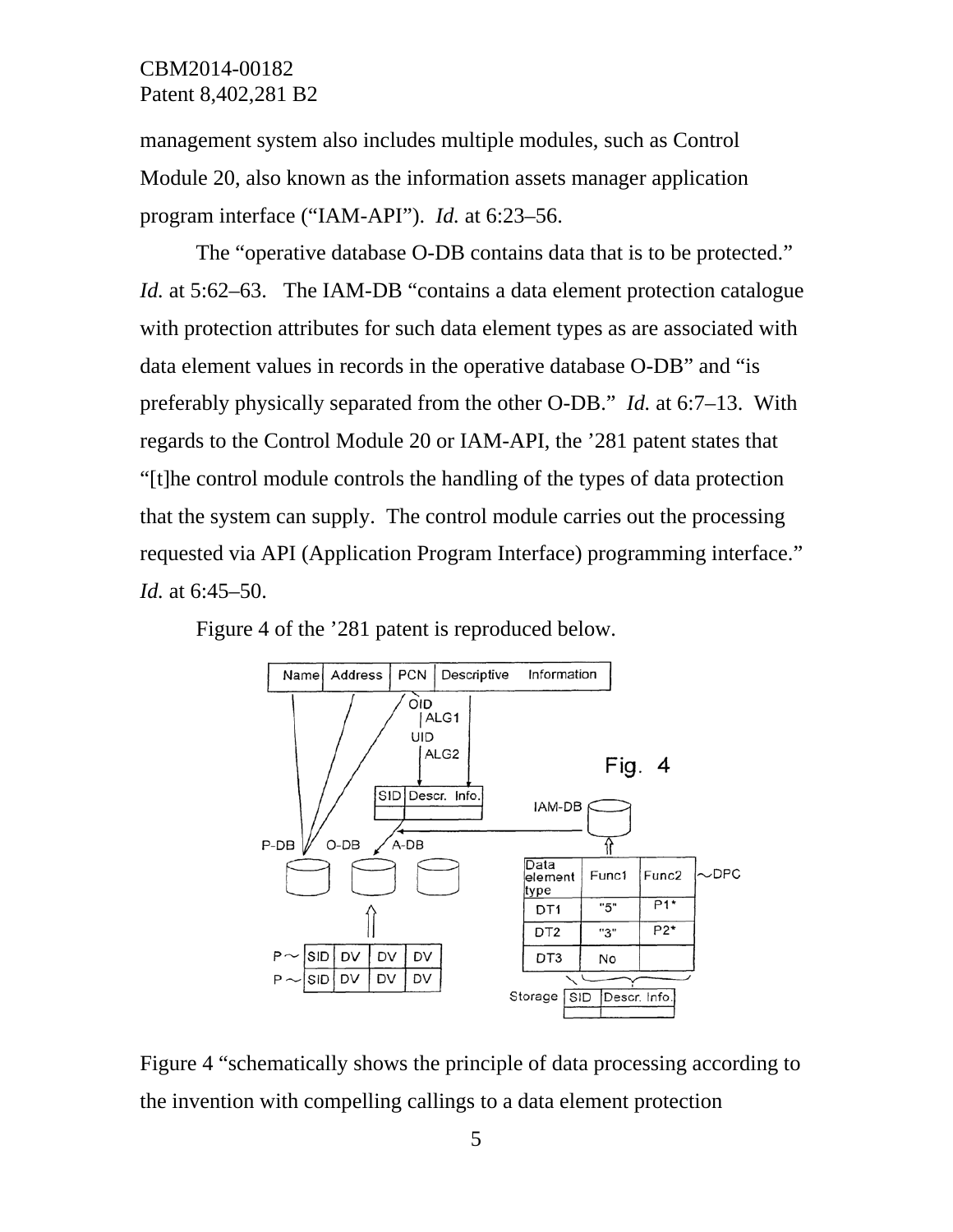management system also includes multiple modules, such as Control Module 20, also known as the information assets manager application program interface ("IAM-API"). *Id.* at 6:23–56.

The "operative database O-DB contains data that is to be protected." *Id.* at 5:62–63. The IAM-DB "contains a data element protection catalogue with protection attributes for such data element types as are associated with data element values in records in the operative database O-DB" and "is preferably physically separated from the other O-DB." *Id.* at 6:7–13. With regards to the Control Module 20 or IAM-API, the '281 patent states that "[t]he control module controls the handling of the types of data protection that the system can supply. The control module carries out the processing requested via API (Application Program Interface) programming interface." *Id.* at 6:45–50.

Figure 4 of the '281 patent is reproduced below.

Name | Address | PCN | Descriptive Information

OID

ALG1

UID

ALG2

SID | Descr. Info.

Fig. 4

IAM-DB

P-DB O-DB A-DB

| Data element type | Func1 | Func2 |
| --- | --- | --- |
| DT1 | "5" | P1* |
| DT2 | "3" | P2* |
| DT3 | No | |

~DPC

P~ SID DV DV DV

P~ SID DV DV DV

Storage SID Descr. Info.

Figure 4 "schematically shows the principle of data processing according to the invention with compelling callings to a data element protection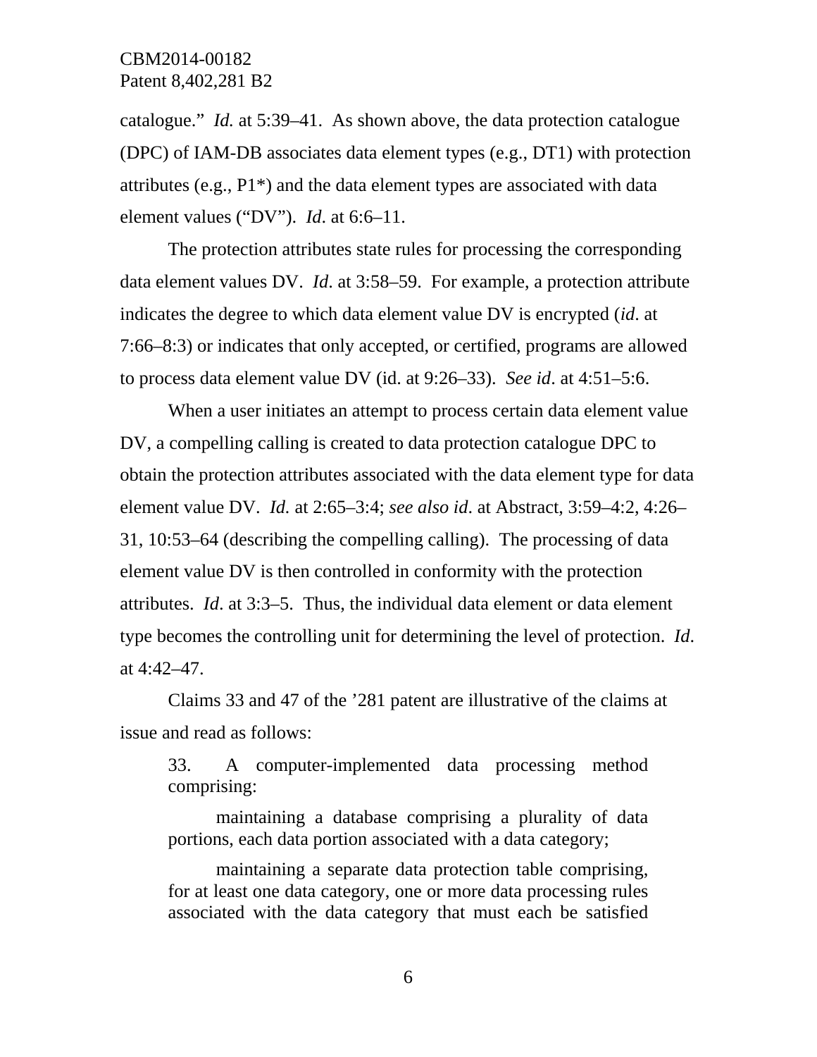catalogue." *Id.* at 5:39–41. As shown above, the data protection catalogue (DPC) of IAM-DB associates data element types (e.g., DT1) with protection attributes (e.g., P1*) and the data element types are associated with data element values ("DV"). *Id*. at 6:6–11.

The protection attributes state rules for processing the corresponding data element values DV. *Id*. at 3:58–59. For example, a protection attribute indicates the degree to which data element value DV is encrypted (*id*. at 7:66–8:3) or indicates that only accepted, or certified, programs are allowed to process data element value DV (id. at 9:26–33). *See id*. at 4:51–5:6.

When a user initiates an attempt to process certain data element value DV, a compelling calling is created to data protection catalogue DPC to obtain the protection attributes associated with the data element type for data element value DV. *Id.* at 2:65–3:4; *see also id*. at Abstract, 3:59–4:2, 4:26–31, 10:53–64 (describing the compelling calling). The processing of data element value DV is then controlled in conformity with the protection attributes. *Id*. at 3:3–5. Thus, the individual data element or data element type becomes the controlling unit for determining the level of protection. *Id*. at 4:42–47.

Claims 33 and 47 of the '281 patent are illustrative of the claims at issue and read as follows:

> 33. A computer-implemented data processing method comprising:
>
> maintaining a database comprising a plurality of data portions, each data portion associated with a data category;
>
> maintaining a separate data protection table comprising, for at least one data category, one or more data processing rules associated with the data category that must each be satisfied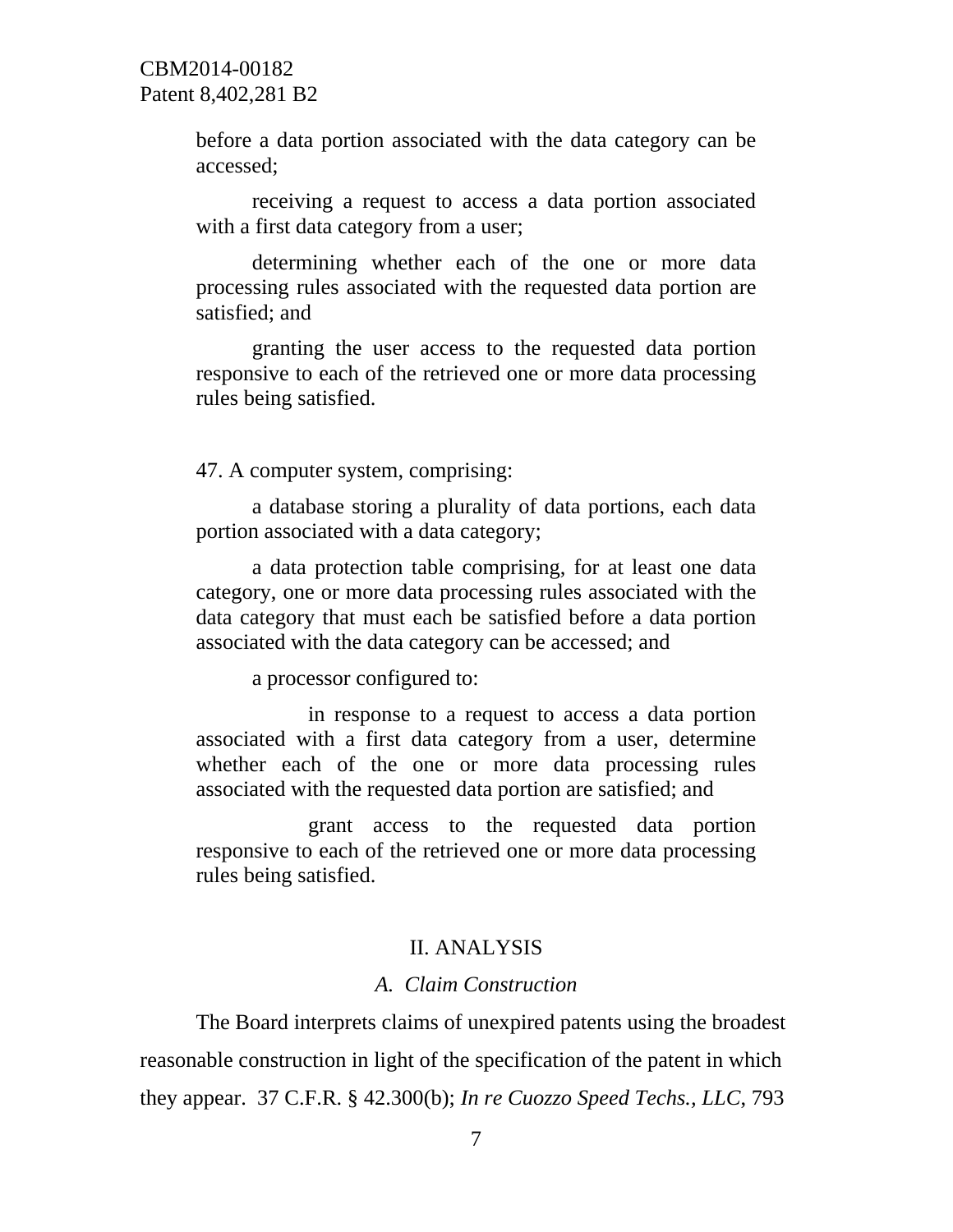before a data portion associated with the data category can be accessed;

receiving a request to access a data portion associated with a first data category from a user;

determining whether each of the one or more data processing rules associated with the requested data portion are satisfied; and

granting the user access to the requested data portion responsive to each of the retrieved one or more data processing rules being satisfied.

47. A computer system, comprising:

a database storing a plurality of data portions, each data portion associated with a data category;

a data protection table comprising, for at least one data category, one or more data processing rules associated with the data category that must each be satisfied before a data portion associated with the data category can be accessed; and

a processor configured to:

in response to a request to access a data portion associated with a first data category from a user, determine whether each of the one or more data processing rules associated with the requested data portion are satisfied; and

grant access to the requested data portion responsive to each of the retrieved one or more data processing rules being satisfied.

## II. ANALYSIS

### *A. Claim Construction*

The Board interprets claims of unexpired patents using the broadest reasonable construction in light of the specification of the patent in which they appear. 37 C.F.R. § 42.300(b); *In re Cuozzo Speed Techs., LLC*, 793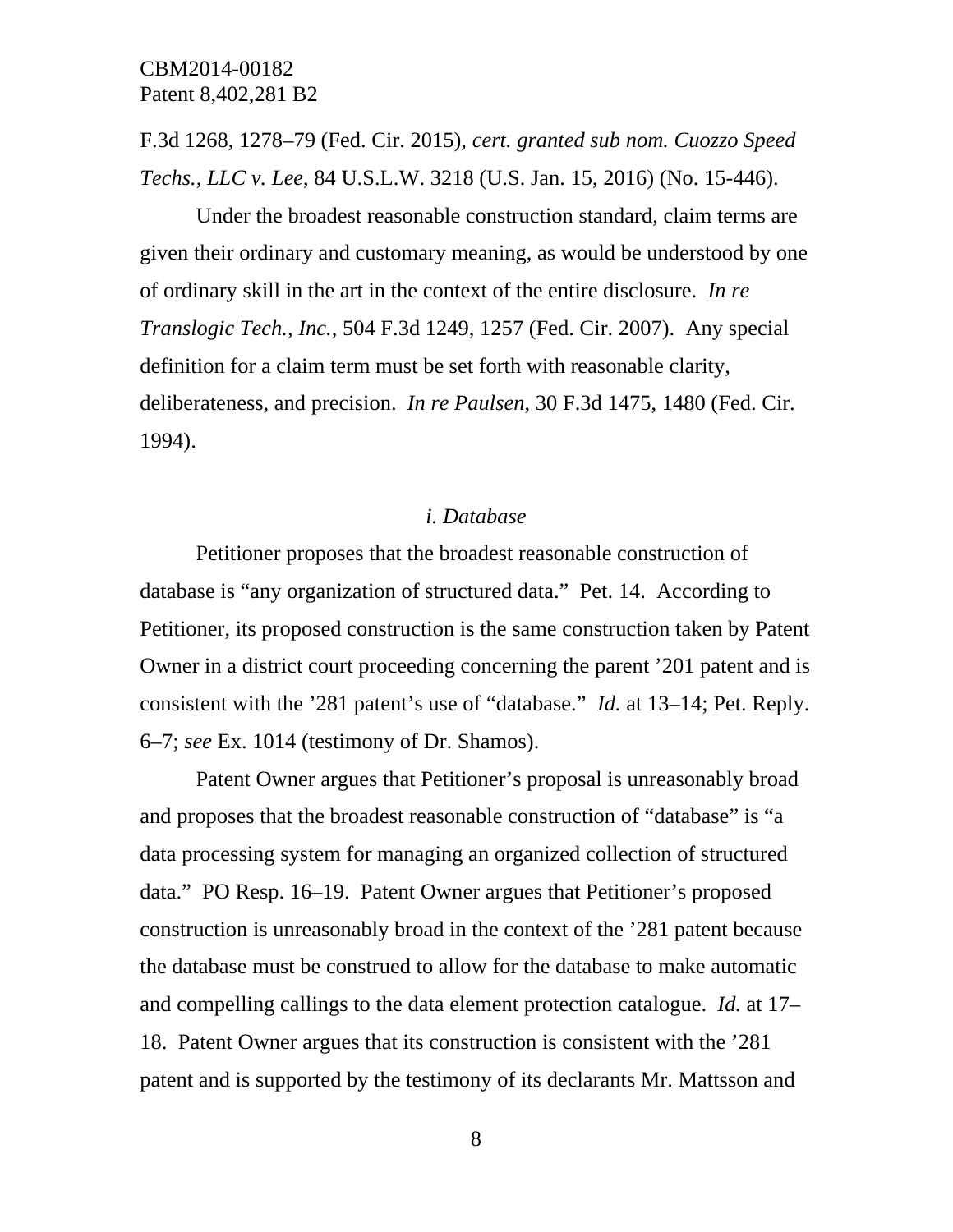F.3d 1268, 1278–79 (Fed. Cir. 2015), *cert. granted sub nom. Cuozzo Speed Techs., LLC v. Lee*, 84 U.S.L.W. 3218 (U.S. Jan. 15, 2016) (No. 15-446).

Under the broadest reasonable construction standard, claim terms are given their ordinary and customary meaning, as would be understood by one of ordinary skill in the art in the context of the entire disclosure. *In re Translogic Tech., Inc.*, 504 F.3d 1249, 1257 (Fed. Cir. 2007). Any special definition for a claim term must be set forth with reasonable clarity, deliberateness, and precision. *In re Paulsen*, 30 F.3d 1475, 1480 (Fed. Cir. 1994).

*i. Database*

Petitioner proposes that the broadest reasonable construction of database is "any organization of structured data." Pet. 14. According to Petitioner, its proposed construction is the same construction taken by Patent Owner in a district court proceeding concerning the parent '201 patent and is consistent with the '281 patent's use of "database." *Id.* at 13–14; Pet. Reply. 6–7; *see* Ex. 1014 (testimony of Dr. Shamos).

Patent Owner argues that Petitioner's proposal is unreasonably broad and proposes that the broadest reasonable construction of "database" is "a data processing system for managing an organized collection of structured data." PO Resp. 16–19. Patent Owner argues that Petitioner's proposed construction is unreasonably broad in the context of the '281 patent because the database must be construed to allow for the database to make automatic and compelling callings to the data element protection catalogue. *Id.* at 17–18. Patent Owner argues that its construction is consistent with the '281 patent and is supported by the testimony of its declarants Mr. Mattsson and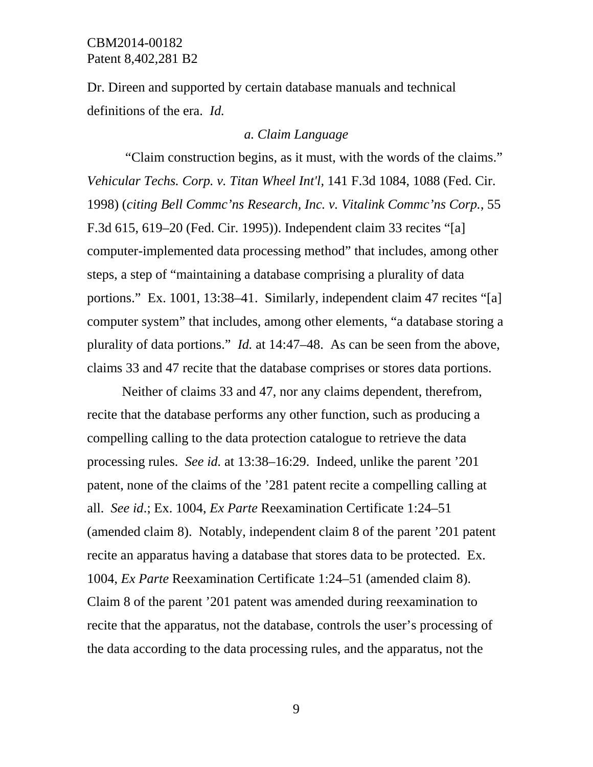Dr. Direen and supported by certain database manuals and technical definitions of the era. *Id.*

*a. Claim Language*

"Claim construction begins, as it must, with the words of the claims." *Vehicular Techs. Corp. v. Titan Wheel Int'l*, 141 F.3d 1084, 1088 (Fed. Cir. 1998) (*citing Bell Commc'ns Research, Inc. v. Vitalink Commc'ns Corp.*, 55 F.3d 615, 619–20 (Fed. Cir. 1995)). Independent claim 33 recites "[a] computer-implemented data processing method" that includes, among other steps, a step of "maintaining a database comprising a plurality of data portions." Ex. 1001, 13:38–41. Similarly, independent claim 47 recites "[a] computer system" that includes, among other elements, "a database storing a plurality of data portions." *Id.* at 14:47–48. As can be seen from the above, claims 33 and 47 recite that the database comprises or stores data portions.

Neither of claims 33 and 47, nor any claims dependent, therefrom, recite that the database performs any other function, such as producing a compelling calling to the data protection catalogue to retrieve the data processing rules. *See id.* at 13:38–16:29. Indeed, unlike the parent '201 patent, none of the claims of the '281 patent recite a compelling calling at all. *See id.*; Ex. 1004, *Ex Parte* Reexamination Certificate 1:24–51 (amended claim 8). Notably, independent claim 8 of the parent '201 patent recite an apparatus having a database that stores data to be protected. Ex. 1004, *Ex Parte* Reexamination Certificate 1:24–51 (amended claim 8). Claim 8 of the parent '201 patent was amended during reexamination to recite that the apparatus, not the database, controls the user's processing of the data according to the data processing rules, and the apparatus, not the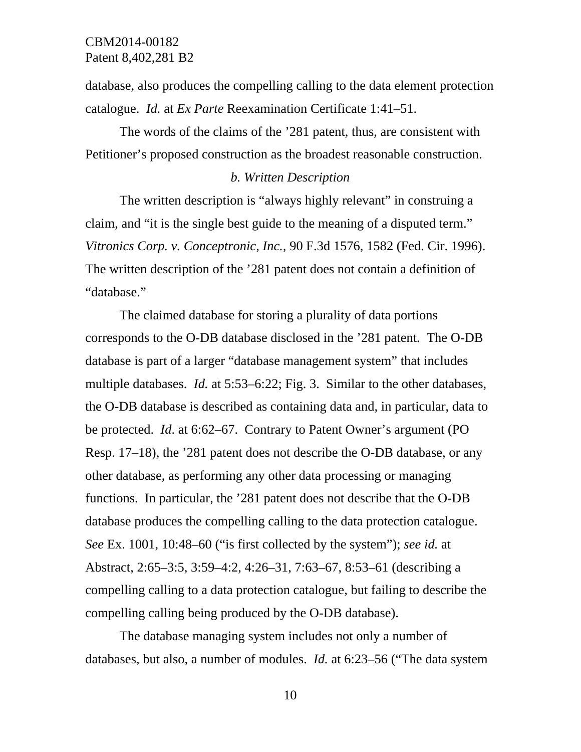database, also produces the compelling calling to the data element protection catalogue. *Id.* at *Ex Parte* Reexamination Certificate 1:41–51.

The words of the claims of the ’281 patent, thus, are consistent with Petitioner’s proposed construction as the broadest reasonable construction.

*b. Written Description*

The written description is “always highly relevant” in construing a claim, and “it is the single best guide to the meaning of a disputed term.” *Vitronics Corp. v. Conceptronic, Inc.*, 90 F.3d 1576, 1582 (Fed. Cir. 1996). The written description of the ’281 patent does not contain a definition of “database.”

The claimed database for storing a plurality of data portions corresponds to the O-DB database disclosed in the ’281 patent. The O-DB database is part of a larger “database management system” that includes multiple databases. *Id.* at 5:53–6:22; Fig. 3. Similar to the other databases, the O-DB database is described as containing data and, in particular, data to be protected. *Id*. at 6:62–67. Contrary to Patent Owner’s argument (PO Resp. 17–18), the ’281 patent does not describe the O-DB database, or any other database, as performing any other data processing or managing functions. In particular, the ’281 patent does not describe that the O-DB database produces the compelling calling to the data protection catalogue. *See* Ex. 1001, 10:48–60 (“is first collected by the system”); *see id.* at Abstract, 2:65–3:5, 3:59–4:2, 4:26–31, 7:63–67, 8:53–61 (describing a compelling calling to a data protection catalogue, but failing to describe the compelling calling being produced by the O-DB database).

The database managing system includes not only a number of databases, but also, a number of modules. *Id.* at 6:23–56 (“The data system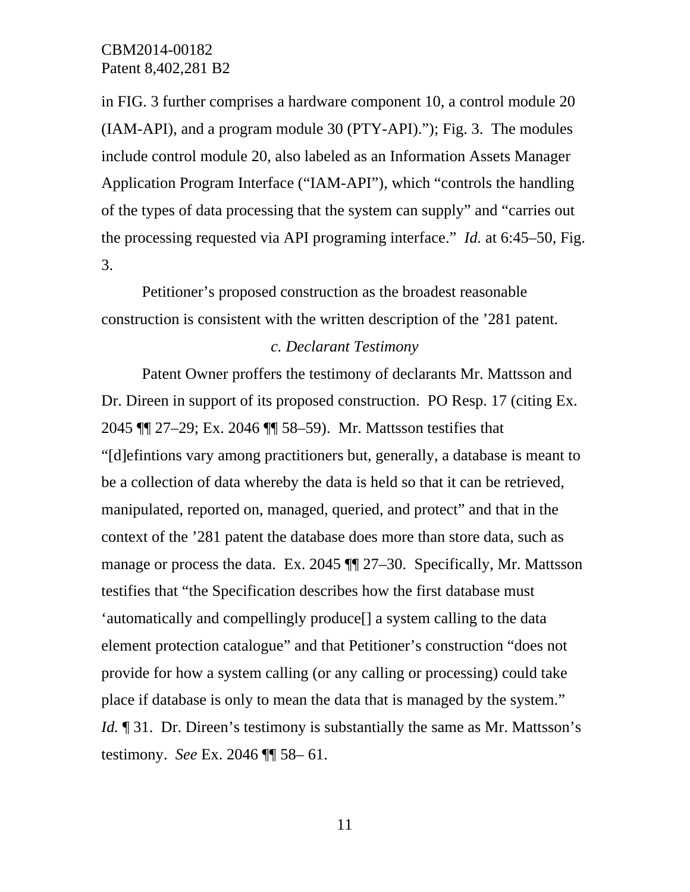in FIG. 3 further comprises a hardware component 10, a control module 20 (IAM-API), and a program module 30 (PTY-API)."); Fig. 3. The modules include control module 20, also labeled as an Information Assets Manager Application Program Interface ("IAM-API"), which "controls the handling of the types of data processing that the system can supply" and "carries out the processing requested via API programing interface." *Id.* at 6:45–50, Fig. 3.

Petitioner's proposed construction as the broadest reasonable construction is consistent with the written description of the '281 patent.

*c. Declarant Testimony*

Patent Owner proffers the testimony of declarants Mr. Mattsson and Dr. Direen in support of its proposed construction. PO Resp. 17 (citing Ex. 2045 ¶¶ 27–29; Ex. 2046 ¶¶ 58–59). Mr. Mattsson testifies that "[d]efintions vary among practitioners but, generally, a database is meant to be a collection of data whereby the data is held so that it can be retrieved, manipulated, reported on, managed, queried, and protect" and that in the context of the '281 patent the database does more than store data, such as manage or process the data. Ex. 2045 ¶¶ 27–30. Specifically, Mr. Mattsson testifies that "the Specification describes how the first database must 'automatically and compellingly produce[] a system calling to the data element protection catalogue" and that Petitioner's construction "does not provide for how a system calling (or any calling or processing) could take place if database is only to mean the data that is managed by the system." *Id.* ¶ 31. Dr. Direen's testimony is substantially the same as Mr. Mattsson's testimony. *See* Ex. 2046 ¶¶ 58– 61.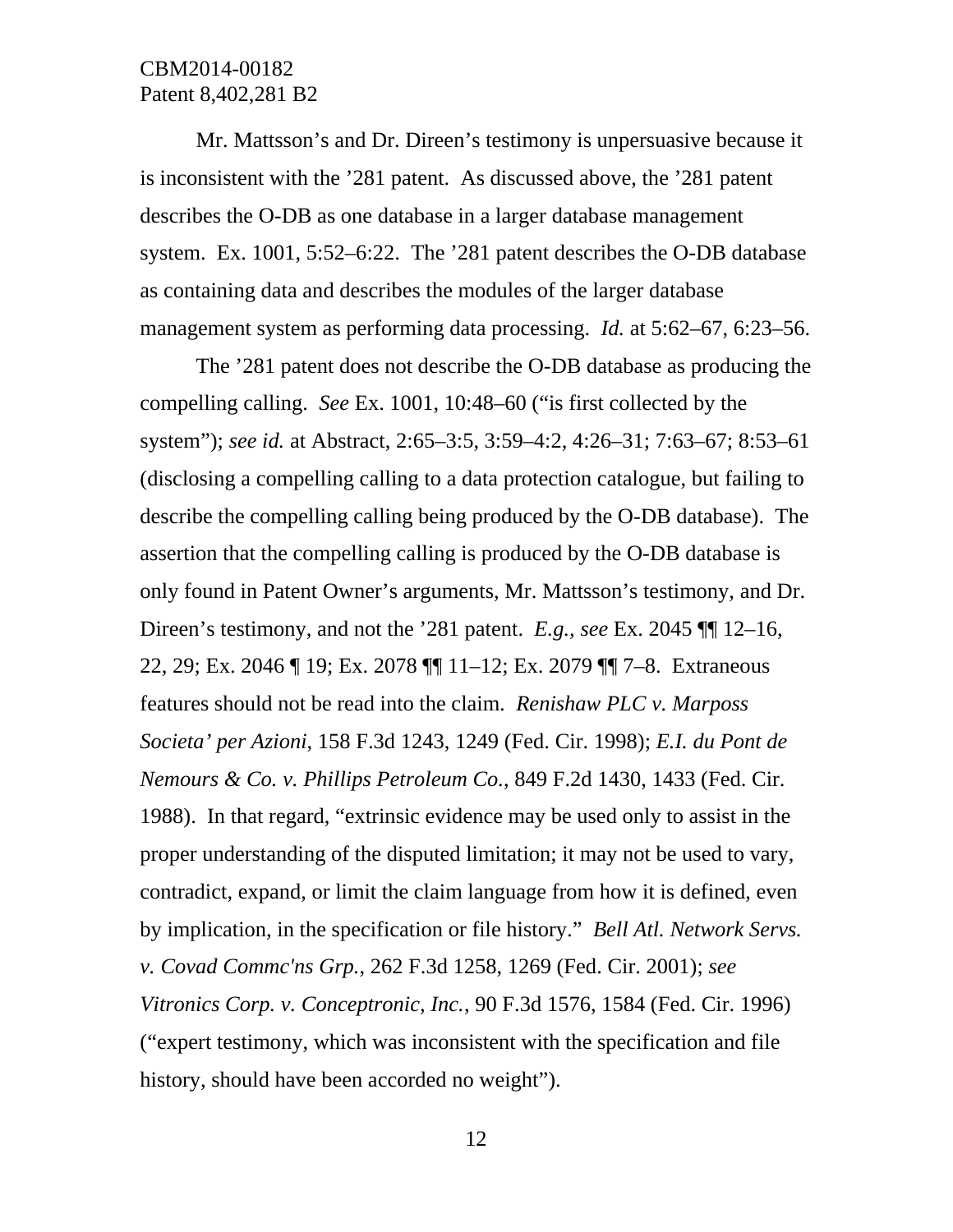Mr. Mattsson's and Dr. Direen's testimony is unpersuasive because it is inconsistent with the '281 patent. As discussed above, the '281 patent describes the O-DB as one database in a larger database management system. Ex. 1001, 5:52–6:22. The '281 patent describes the O-DB database as containing data and describes the modules of the larger database management system as performing data processing. *Id.* at 5:62–67, 6:23–56.

The '281 patent does not describe the O-DB database as producing the compelling calling. *See* Ex. 1001, 10:48–60 ("is first collected by the system"); *see id.* at Abstract, 2:65–3:5, 3:59–4:2, 4:26–31; 7:63–67; 8:53–61 (disclosing a compelling calling to a data protection catalogue, but failing to describe the compelling calling being produced by the O-DB database). The assertion that the compelling calling is produced by the O-DB database is only found in Patent Owner's arguments, Mr. Mattsson's testimony, and Dr. Direen's testimony, and not the '281 patent. *E.g., see* Ex. 2045 ¶¶ 12–16, 22, 29; Ex. 2046 ¶ 19; Ex. 2078 ¶¶ 11–12; Ex. 2079 ¶¶ 7–8. Extraneous features should not be read into the claim. *Renishaw PLC v. Marposs Societa' per Azioni*, 158 F.3d 1243, 1249 (Fed. Cir. 1998); *E.I. du Pont de Nemours & Co. v. Phillips Petroleum Co.*, 849 F.2d 1430, 1433 (Fed. Cir. 1988). In that regard, "extrinsic evidence may be used only to assist in the proper understanding of the disputed limitation; it may not be used to vary, contradict, expand, or limit the claim language from how it is defined, even by implication, in the specification or file history." *Bell Atl. Network Servs. v. Covad Commc'ns Grp.*, 262 F.3d 1258, 1269 (Fed. Cir. 2001); *see Vitronics Corp. v. Conceptronic, Inc.*, 90 F.3d 1576, 1584 (Fed. Cir. 1996) ("expert testimony, which was inconsistent with the specification and file history, should have been accorded no weight").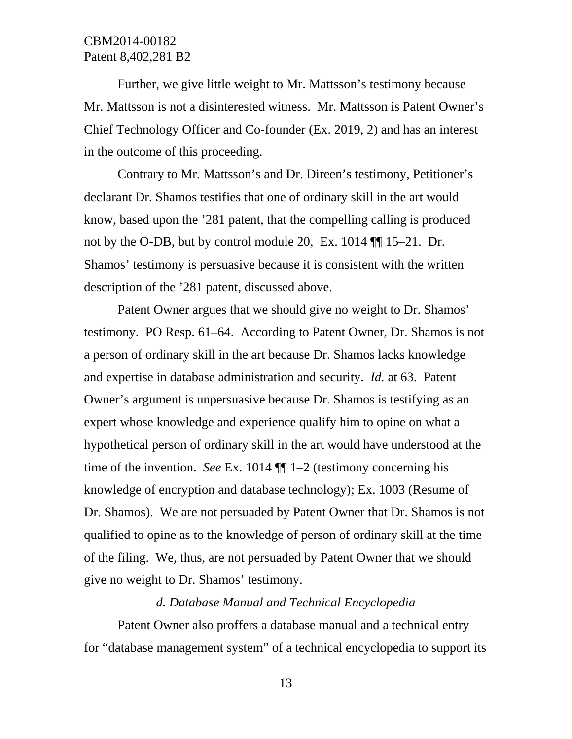Further, we give little weight to Mr. Mattsson's testimony because Mr. Mattsson is not a disinterested witness. Mr. Mattsson is Patent Owner's Chief Technology Officer and Co-founder (Ex. 2019, 2) and has an interest in the outcome of this proceeding.

Contrary to Mr. Mattsson's and Dr. Direen's testimony, Petitioner's declarant Dr. Shamos testifies that one of ordinary skill in the art would know, based upon the '281 patent, that the compelling calling is produced not by the O-DB, but by control module 20, Ex. 1014 ¶¶ 15–21. Dr. Shamos' testimony is persuasive because it is consistent with the written description of the '281 patent, discussed above.

Patent Owner argues that we should give no weight to Dr. Shamos' testimony. PO Resp. 61–64. According to Patent Owner, Dr. Shamos is not a person of ordinary skill in the art because Dr. Shamos lacks knowledge and expertise in database administration and security. *Id.* at 63. Patent Owner's argument is unpersuasive because Dr. Shamos is testifying as an expert whose knowledge and experience qualify him to opine on what a hypothetical person of ordinary skill in the art would have understood at the time of the invention. *See* Ex. 1014 ¶¶ 1–2 (testimony concerning his knowledge of encryption and database technology); Ex. 1003 (Resume of Dr. Shamos). We are not persuaded by Patent Owner that Dr. Shamos is not qualified to opine as to the knowledge of person of ordinary skill at the time of the filing. We, thus, are not persuaded by Patent Owner that we should give no weight to Dr. Shamos' testimony.

*d. Database Manual and Technical Encyclopedia*

Patent Owner also proffers a database manual and a technical entry for "database management system" of a technical encyclopedia to support its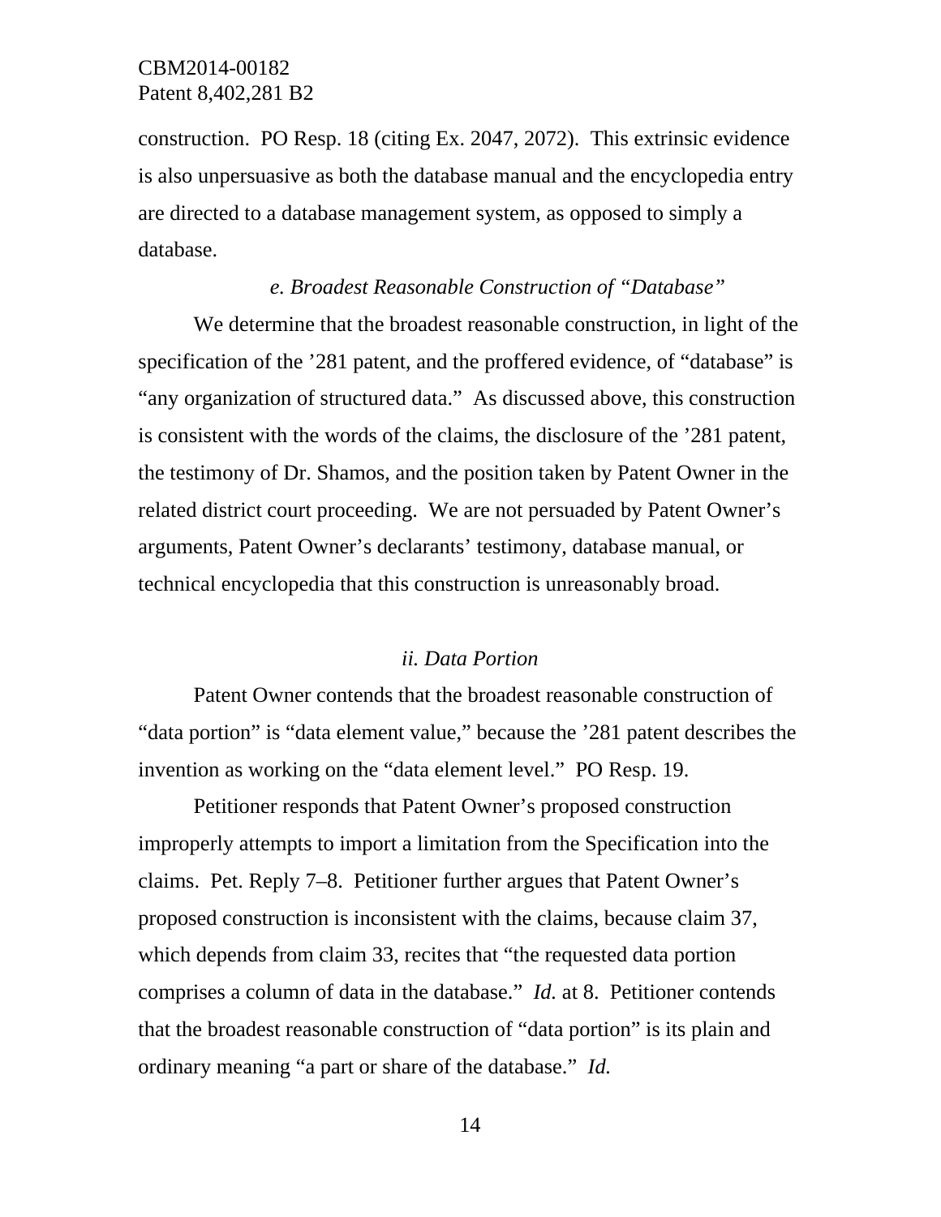construction. PO Resp. 18 (citing Ex. 2047, 2072). This extrinsic evidence is also unpersuasive as both the database manual and the encyclopedia entry are directed to a database management system, as opposed to simply a database.

*e. Broadest Reasonable Construction of "Database"*

We determine that the broadest reasonable construction, in light of the specification of the '281 patent, and the proffered evidence, of "database" is "any organization of structured data." As discussed above, this construction is consistent with the words of the claims, the disclosure of the '281 patent, the testimony of Dr. Shamos, and the position taken by Patent Owner in the related district court proceeding. We are not persuaded by Patent Owner's arguments, Patent Owner's declarants' testimony, database manual, or technical encyclopedia that this construction is unreasonably broad.

*ii. Data Portion*

Patent Owner contends that the broadest reasonable construction of "data portion" is "data element value," because the '281 patent describes the invention as working on the "data element level." PO Resp. 19.

Petitioner responds that Patent Owner's proposed construction improperly attempts to import a limitation from the Specification into the claims. Pet. Reply 7–8. Petitioner further argues that Patent Owner's proposed construction is inconsistent with the claims, because claim 37, which depends from claim 33, recites that "the requested data portion comprises a column of data in the database." *Id.* at 8. Petitioner contends that the broadest reasonable construction of "data portion" is its plain and ordinary meaning "a part or share of the database." *Id.*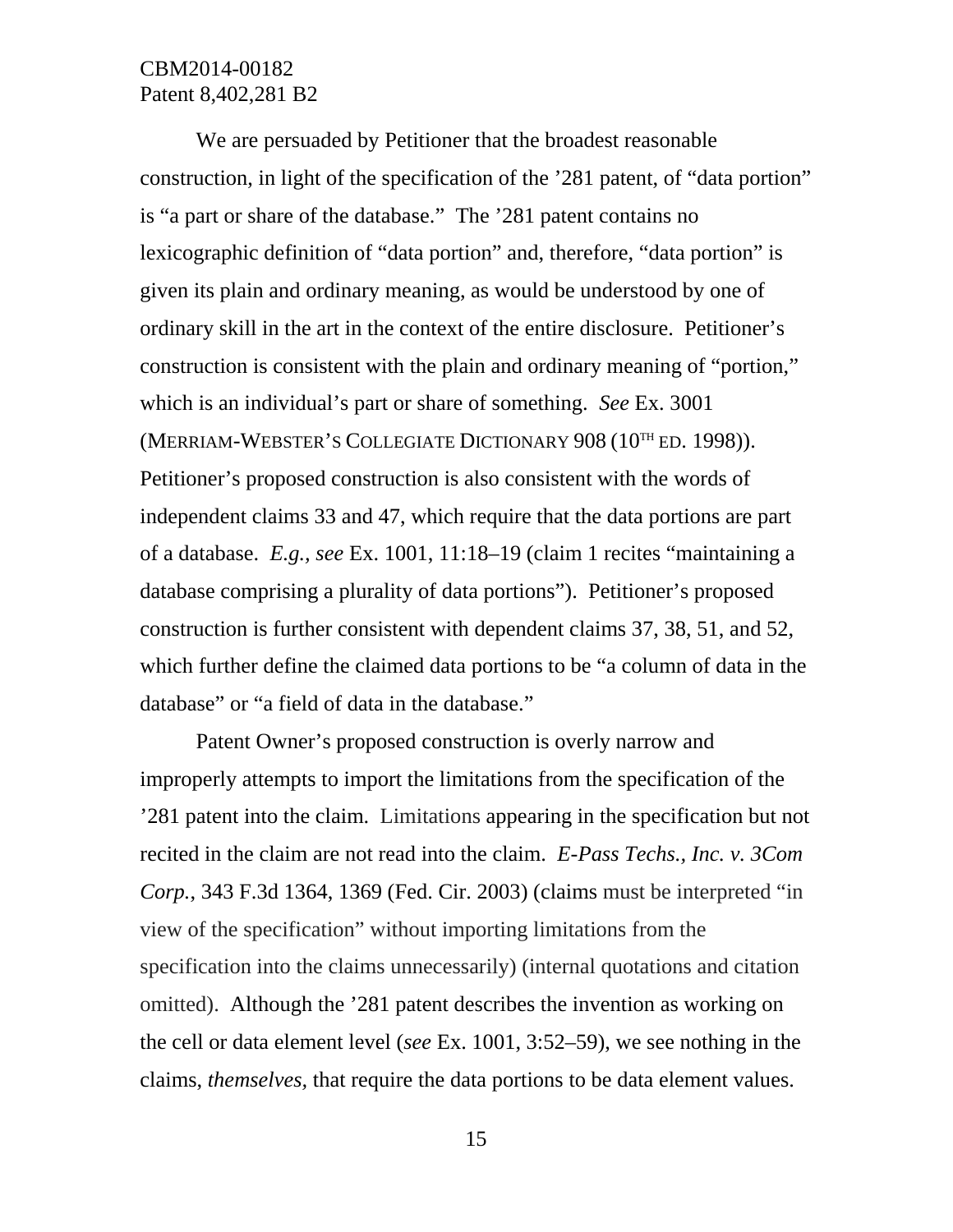We are persuaded by Petitioner that the broadest reasonable construction, in light of the specification of the ’281 patent, of “data portion” is “a part or share of the database.” The ’281 patent contains no lexicographic definition of “data portion” and, therefore, “data portion” is given its plain and ordinary meaning, as would be understood by one of ordinary skill in the art in the context of the entire disclosure. Petitioner’s construction is consistent with the plain and ordinary meaning of “portion,” which is an individual’s part or share of something. *See* Ex. 3001 (MERRIAM-WEBSTER’S COLLEGIATE DICTIONARY 908 (10TH ED. 1998)). Petitioner’s proposed construction is also consistent with the words of independent claims 33 and 47, which require that the data portions are part of a database. *E.g.*, *see* Ex. 1001, 11:18–19 (claim 1 recites “maintaining a database comprising a plurality of data portions”). Petitioner’s proposed construction is further consistent with dependent claims 37, 38, 51, and 52, which further define the claimed data portions to be “a column of data in the database” or “a field of data in the database.”

Patent Owner’s proposed construction is overly narrow and improperly attempts to import the limitations from the specification of the ’281 patent into the claim. Limitations appearing in the specification but not recited in the claim are not read into the claim. *E-Pass Techs., Inc. v. 3Com Corp.*, 343 F.3d 1364, 1369 (Fed. Cir. 2003) (claims must be interpreted “in view of the specification” without importing limitations from the specification into the claims unnecessarily) (internal quotations and citation omitted). Although the ’281 patent describes the invention as working on the cell or data element level (*see* Ex. 1001, 3:52–59), we see nothing in the claims, *themselves,* that require the data portions to be data element values.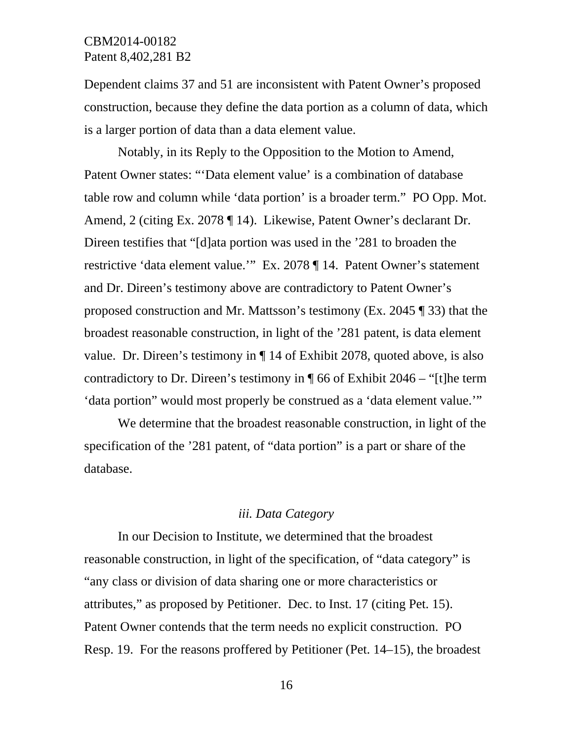Dependent claims 37 and 51 are inconsistent with Patent Owner's proposed construction, because they define the data portion as a column of data, which is a larger portion of data than a data element value.

Notably, in its Reply to the Opposition to the Motion to Amend, Patent Owner states: "'Data element value' is a combination of database table row and column while 'data portion' is a broader term." PO Opp. Mot. Amend, 2 (citing Ex. 2078 ¶ 14). Likewise, Patent Owner's declarant Dr. Direen testifies that "[d]ata portion was used in the '281 to broaden the restrictive 'data element value.'" Ex. 2078 ¶ 14. Patent Owner's statement and Dr. Direen's testimony above are contradictory to Patent Owner's proposed construction and Mr. Mattsson's testimony (Ex. 2045 ¶ 33) that the broadest reasonable construction, in light of the '281 patent, is data element value. Dr. Direen's testimony in ¶ 14 of Exhibit 2078, quoted above, is also contradictory to Dr. Direen's testimony in ¶ 66 of Exhibit 2046 – "[t]he term 'data portion" would most properly be construed as a 'data element value.'"

We determine that the broadest reasonable construction, in light of the specification of the '281 patent, of "data portion" is a part or share of the database.

*iii. Data Category*

In our Decision to Institute, we determined that the broadest reasonable construction, in light of the specification, of "data category" is "any class or division of data sharing one or more characteristics or attributes," as proposed by Petitioner. Dec. to Inst. 17 (citing Pet. 15). Patent Owner contends that the term needs no explicit construction. PO Resp. 19. For the reasons proffered by Petitioner (Pet. 14–15), the broadest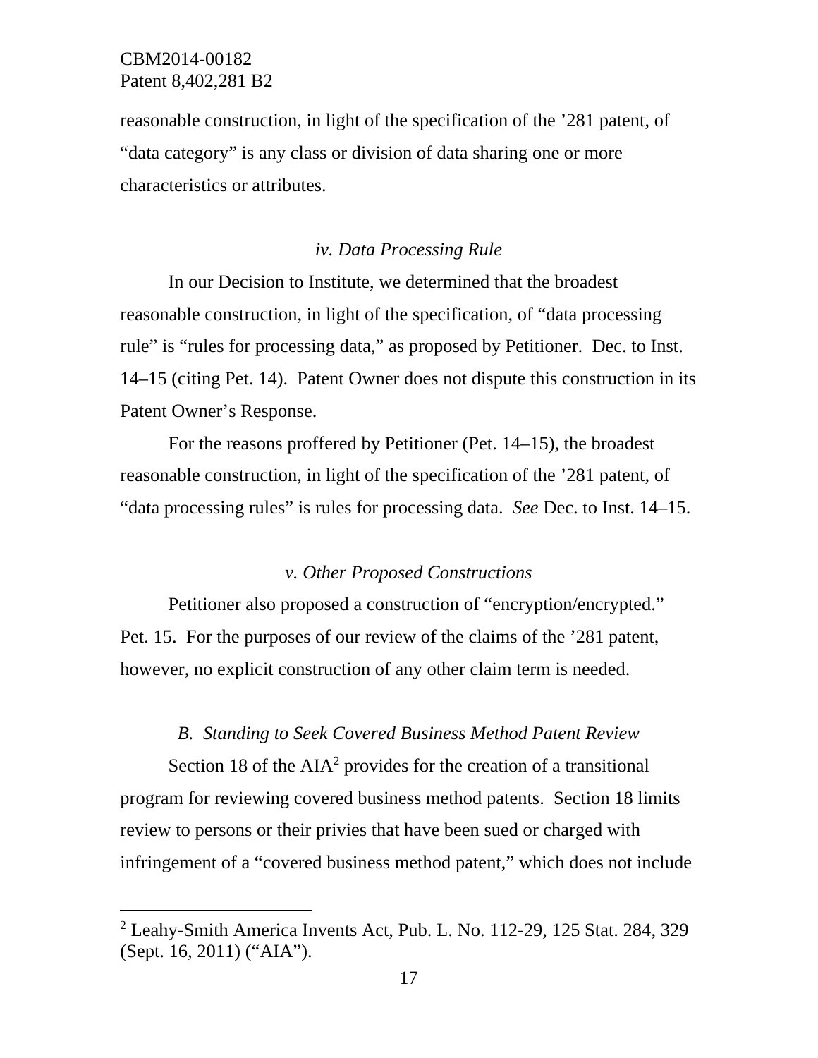reasonable construction, in light of the specification of the ’281 patent, of “data category” is any class or division of data sharing one or more characteristics or attributes.

### *iv. Data Processing Rule*

In our Decision to Institute, we determined that the broadest reasonable construction, in light of the specification, of “data processing rule” is “rules for processing data,” as proposed by Petitioner. Dec. to Inst. 14–15 (citing Pet. 14). Patent Owner does not dispute this construction in its Patent Owner’s Response.

For the reasons proffered by Petitioner (Pet. 14–15), the broadest reasonable construction, in light of the specification of the ’281 patent, of “data processing rules” is rules for processing data. *See* Dec. to Inst. 14–15.

### *v. Other Proposed Constructions*

Petitioner also proposed a construction of “encryption/encrypted.” Pet. 15. For the purposes of our review of the claims of the ’281 patent, however, no explicit construction of any other claim term is needed.

## *B. Standing to Seek Covered Business Method Patent Review*

Section 18 of the AIA[2] provides for the creation of a transitional program for reviewing covered business method patents. Section 18 limits review to persons or their privies that have been sued or charged with infringement of a “covered business method patent,” which does not include

[2] Leahy-Smith America Invents Act, Pub. L. No. 112-29, 125 Stat. 284, 329 (Sept. 16, 2011) (“AIA”).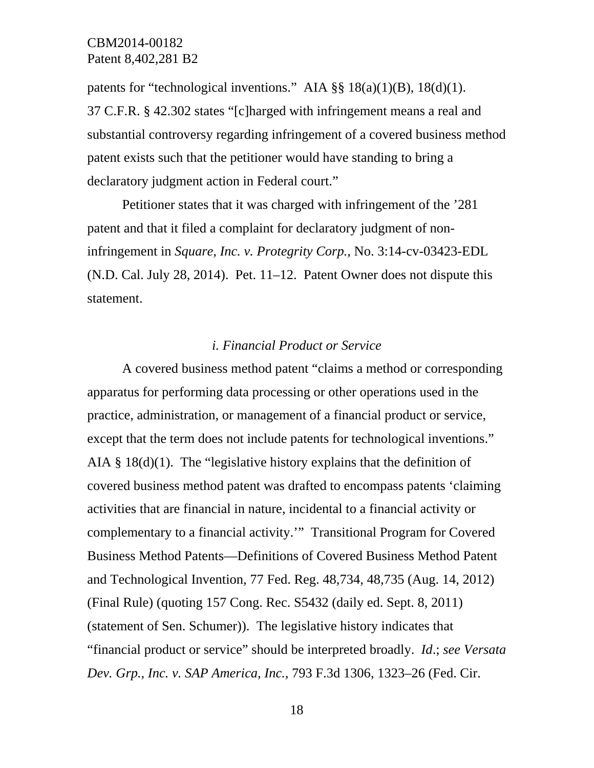patents for "technological inventions." AIA §§ 18(a)(1)(B), 18(d)(1). 37 C.F.R. § 42.302 states "[c]harged with infringement means a real and substantial controversy regarding infringement of a covered business method patent exists such that the petitioner would have standing to bring a declaratory judgment action in Federal court."

Petitioner states that it was charged with infringement of the ’281 patent and that it filed a complaint for declaratory judgment of non-infringement in *Square, Inc. v. Protegrity Corp.*, No. 3:14-cv-03423-EDL (N.D. Cal. July 28, 2014). Pet. 11–12. Patent Owner does not dispute this statement.

### *i. Financial Product or Service*

A covered business method patent "claims a method or corresponding apparatus for performing data processing or other operations used in the practice, administration, or management of a financial product or service, except that the term does not include patents for technological inventions." AIA § 18(d)(1). The "legislative history explains that the definition of covered business method patent was drafted to encompass patents ‘claiming activities that are financial in nature, incidental to a financial activity or complementary to a financial activity.’" Transitional Program for Covered Business Method Patents—Definitions of Covered Business Method Patent and Technological Invention, 77 Fed. Reg. 48,734, 48,735 (Aug. 14, 2012) (Final Rule) (quoting 157 Cong. Rec. S5432 (daily ed. Sept. 8, 2011) (statement of Sen. Schumer)). The legislative history indicates that "financial product or service" should be interpreted broadly. *Id*.; *see Versata Dev. Grp., Inc. v. SAP America, Inc.*, 793 F.3d 1306, 1323–26 (Fed. Cir.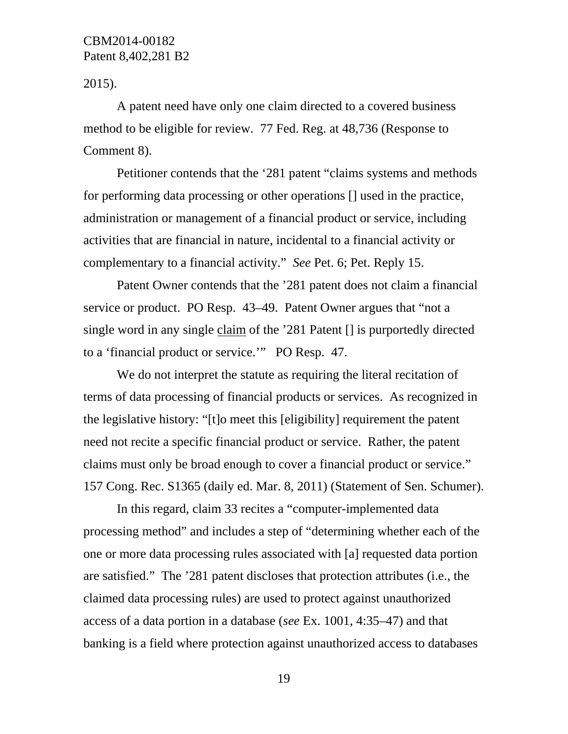2015).

A patent need have only one claim directed to a covered business method to be eligible for review. 77 Fed. Reg. at 48,736 (Response to Comment 8).

Petitioner contends that the '281 patent "claims systems and methods for performing data processing or other operations [] used in the practice, administration or management of a financial product or service, including activities that are financial in nature, incidental to a financial activity or complementary to a financial activity." *See* Pet. 6; Pet. Reply 15.

Patent Owner contends that the '281 patent does not claim a financial service or product. PO Resp. 43–49. Patent Owner argues that "not a single word in any single claim of the '281 Patent [] is purportedly directed to a 'financial product or service.'" PO Resp. 47.

We do not interpret the statute as requiring the literal recitation of terms of data processing of financial products or services. As recognized in the legislative history: "[t]o meet this [eligibility] requirement the patent need not recite a specific financial product or service. Rather, the patent claims must only be broad enough to cover a financial product or service." 157 Cong. Rec. S1365 (daily ed. Mar. 8, 2011) (Statement of Sen. Schumer).

In this regard, claim 33 recites a "computer-implemented data processing method" and includes a step of "determining whether each of the one or more data processing rules associated with [a] requested data portion are satisfied." The '281 patent discloses that protection attributes (i.e., the claimed data processing rules) are used to protect against unauthorized access of a data portion in a database (*see* Ex. 1001, 4:35–47) and that banking is a field where protection against unauthorized access to databases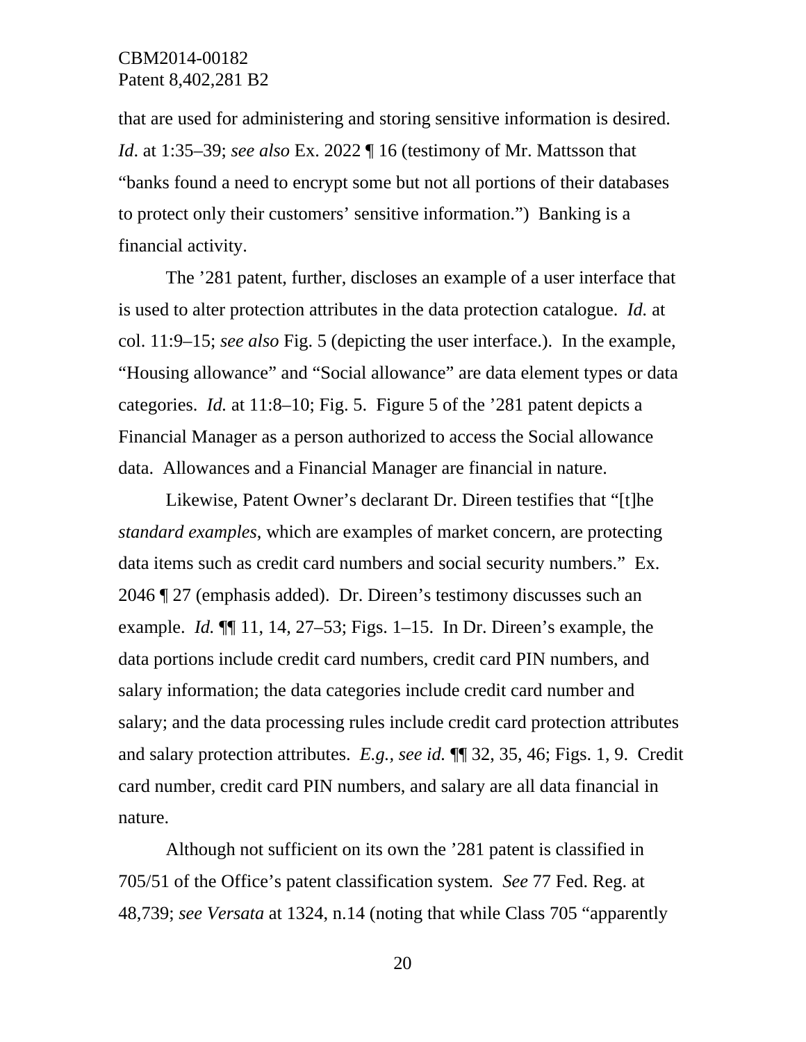that are used for administering and storing sensitive information is desired. *Id*. at 1:35–39; *see also* Ex. 2022 ¶ 16 (testimony of Mr. Mattsson that "banks found a need to encrypt some but not all portions of their databases to protect only their customers' sensitive information.") Banking is a financial activity.

The '281 patent, further, discloses an example of a user interface that is used to alter protection attributes in the data protection catalogue. *Id.* at col. 11:9–15; *see also* Fig. 5 (depicting the user interface.). In the example, "Housing allowance" and "Social allowance" are data element types or data categories. *Id.* at 11:8–10; Fig. 5. Figure 5 of the '281 patent depicts a Financial Manager as a person authorized to access the Social allowance data. Allowances and a Financial Manager are financial in nature.

Likewise, Patent Owner's declarant Dr. Direen testifies that "[t]he *standard examples,* which are examples of market concern, are protecting data items such as credit card numbers and social security numbers." Ex. 2046 ¶ 27 (emphasis added). Dr. Direen's testimony discusses such an example. *Id.* ¶¶ 11, 14, 27–53; Figs. 1–15. In Dr. Direen's example, the data portions include credit card numbers, credit card PIN numbers, and salary information; the data categories include credit card number and salary; and the data processing rules include credit card protection attributes and salary protection attributes. *E.g.*, *see id.* ¶¶ 32, 35, 46; Figs. 1, 9. Credit card number, credit card PIN numbers, and salary are all data financial in nature.

Although not sufficient on its own the '281 patent is classified in 705/51 of the Office's patent classification system. *See* 77 Fed. Reg. at 48,739; *see Versata* at 1324, n.14 (noting that while Class 705 "apparently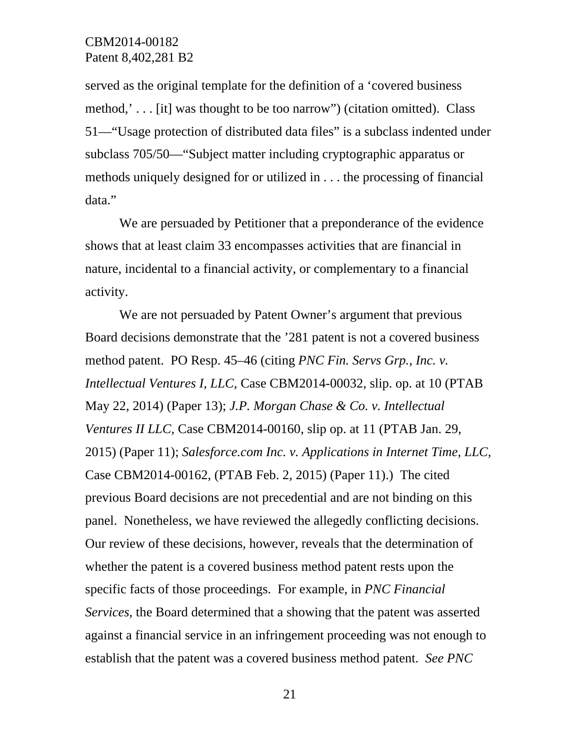served as the original template for the definition of a 'covered business method,' . . . [it] was thought to be too narrow") (citation omitted). Class 51—"Usage protection of distributed data files" is a subclass indented under subclass 705/50—"Subject matter including cryptographic apparatus or methods uniquely designed for or utilized in . . . the processing of financial data."

We are persuaded by Petitioner that a preponderance of the evidence shows that at least claim 33 encompasses activities that are financial in nature, incidental to a financial activity, or complementary to a financial activity.

We are not persuaded by Patent Owner's argument that previous Board decisions demonstrate that the '281 patent is not a covered business method patent. PO Resp. 45–46 (citing *PNC Fin. Servs Grp., Inc. v. Intellectual Ventures I, LLC,* Case CBM2014-00032, slip. op. at 10 (PTAB May 22, 2014) (Paper 13); *J.P. Morgan Chase & Co. v. Intellectual Ventures II LLC,* Case CBM2014-00160, slip op. at 11 (PTAB Jan. 29, 2015) (Paper 11); *Salesforce.com Inc. v. Applications in Internet Time, LLC,* Case CBM2014-00162, (PTAB Feb. 2, 2015) (Paper 11).) The cited previous Board decisions are not precedential and are not binding on this panel. Nonetheless, we have reviewed the allegedly conflicting decisions. Our review of these decisions, however, reveals that the determination of whether the patent is a covered business method patent rests upon the specific facts of those proceedings. For example, in *PNC Financial Services*, the Board determined that a showing that the patent was asserted against a financial service in an infringement proceeding was not enough to establish that the patent was a covered business method patent. *See PNC*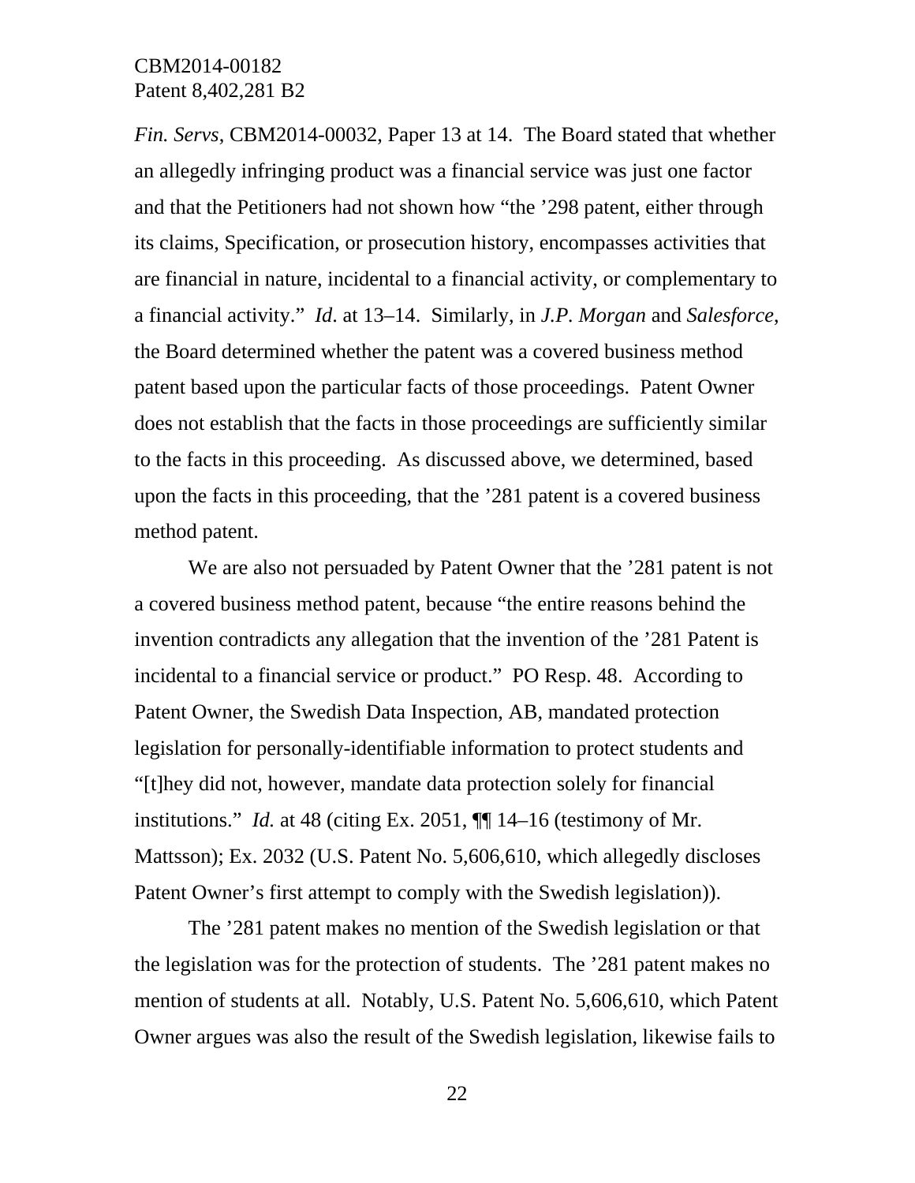*Fin. Servs*, CBM2014-00032, Paper 13 at 14. The Board stated that whether an allegedly infringing product was a financial service was just one factor and that the Petitioners had not shown how "the '298 patent, either through its claims, Specification, or prosecution history, encompasses activities that are financial in nature, incidental to a financial activity, or complementary to a financial activity." *Id*. at 13–14. Similarly, in *J.P. Morgan* and *Salesforce*, the Board determined whether the patent was a covered business method patent based upon the particular facts of those proceedings. Patent Owner does not establish that the facts in those proceedings are sufficiently similar to the facts in this proceeding. As discussed above, we determined, based upon the facts in this proceeding, that the '281 patent is a covered business method patent.

We are also not persuaded by Patent Owner that the '281 patent is not a covered business method patent, because "the entire reasons behind the invention contradicts any allegation that the invention of the '281 Patent is incidental to a financial service or product." PO Resp. 48. According to Patent Owner, the Swedish Data Inspection, AB, mandated protection legislation for personally-identifiable information to protect students and "[t]hey did not, however, mandate data protection solely for financial institutions." *Id.* at 48 (citing Ex. 2051, ¶¶ 14–16 (testimony of Mr. Mattsson); Ex. 2032 (U.S. Patent No. 5,606,610, which allegedly discloses Patent Owner's first attempt to comply with the Swedish legislation)).

The '281 patent makes no mention of the Swedish legislation or that the legislation was for the protection of students. The '281 patent makes no mention of students at all. Notably, U.S. Patent No. 5,606,610, which Patent Owner argues was also the result of the Swedish legislation, likewise fails to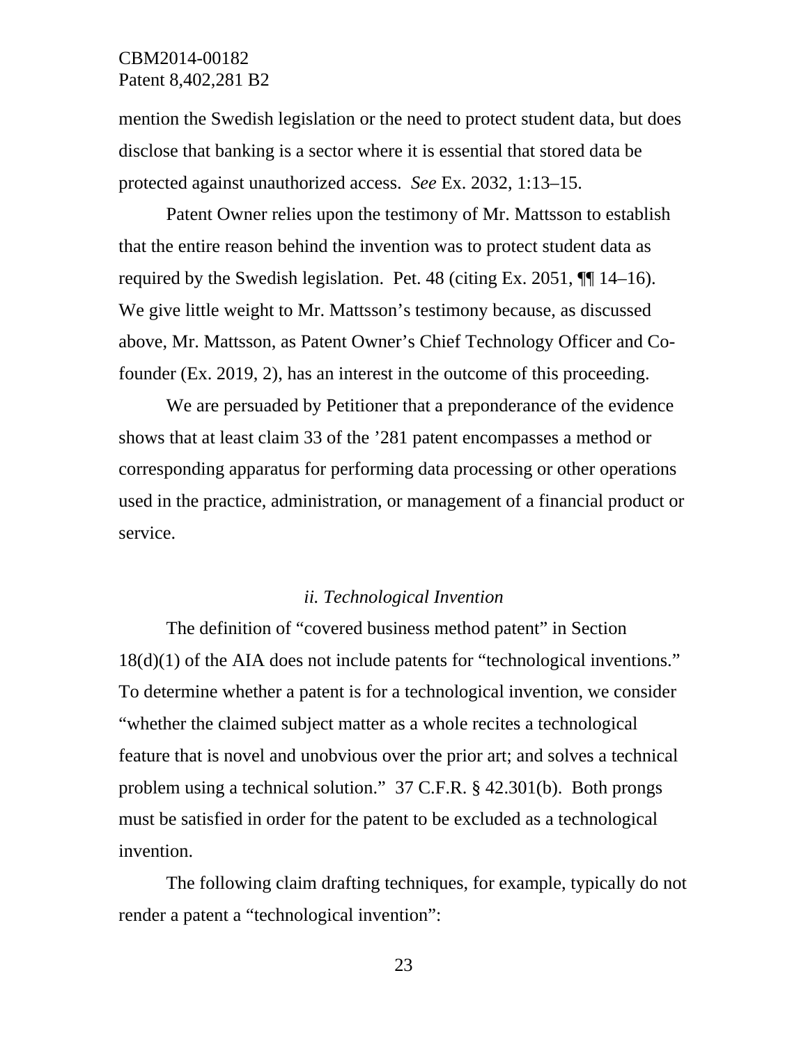mention the Swedish legislation or the need to protect student data, but does disclose that banking is a sector where it is essential that stored data be protected against unauthorized access. *See* Ex. 2032, 1:13–15.

Patent Owner relies upon the testimony of Mr. Mattsson to establish that the entire reason behind the invention was to protect student data as required by the Swedish legislation. Pet. 48 (citing Ex. 2051, ¶¶ 14–16). We give little weight to Mr. Mattsson's testimony because, as discussed above, Mr. Mattsson, as Patent Owner's Chief Technology Officer and Co-founder (Ex. 2019, 2), has an interest in the outcome of this proceeding.

We are persuaded by Petitioner that a preponderance of the evidence shows that at least claim 33 of the '281 patent encompasses a method or corresponding apparatus for performing data processing or other operations used in the practice, administration, or management of a financial product or service.

*ii. Technological Invention*

The definition of "covered business method patent" in Section 18(d)(1) of the AIA does not include patents for "technological inventions." To determine whether a patent is for a technological invention, we consider "whether the claimed subject matter as a whole recites a technological feature that is novel and unobvious over the prior art; and solves a technical problem using a technical solution." 37 C.F.R. § 42.301(b). Both prongs must be satisfied in order for the patent to be excluded as a technological invention.

The following claim drafting techniques, for example, typically do not render a patent a "technological invention":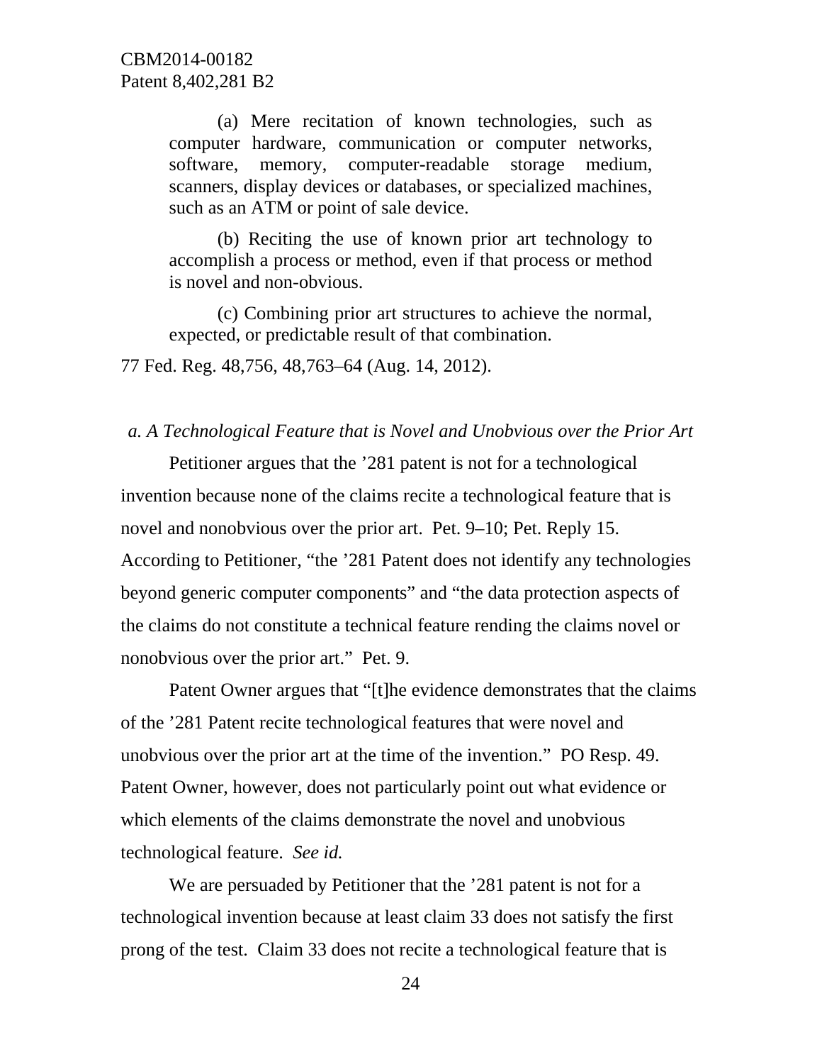(a) Mere recitation of known technologies, such as computer hardware, communication or computer networks, software, memory, computer-readable storage medium, scanners, display devices or databases, or specialized machines, such as an ATM or point of sale device.

(b) Reciting the use of known prior art technology to accomplish a process or method, even if that process or method is novel and non-obvious.

(c) Combining prior art structures to achieve the normal, expected, or predictable result of that combination.

77 Fed. Reg. 48,756, 48,763–64 (Aug. 14, 2012).

*a. A Technological Feature that is Novel and Unobvious over the Prior Art*

Petitioner argues that the ’281 patent is not for a technological invention because none of the claims recite a technological feature that is novel and nonobvious over the prior art. Pet. 9–10; Pet. Reply 15. According to Petitioner, “the ’281 Patent does not identify any technologies beyond generic computer components” and “the data protection aspects of the claims do not constitute a technical feature rending the claims novel or nonobvious over the prior art.” Pet. 9.

Patent Owner argues that “[t]he evidence demonstrates that the claims of the ’281 Patent recite technological features that were novel and unobvious over the prior art at the time of the invention.” PO Resp. 49. Patent Owner, however, does not particularly point out what evidence or which elements of the claims demonstrate the novel and unobvious technological feature. *See id.*

We are persuaded by Petitioner that the ’281 patent is not for a technological invention because at least claim 33 does not satisfy the first prong of the test. Claim 33 does not recite a technological feature that is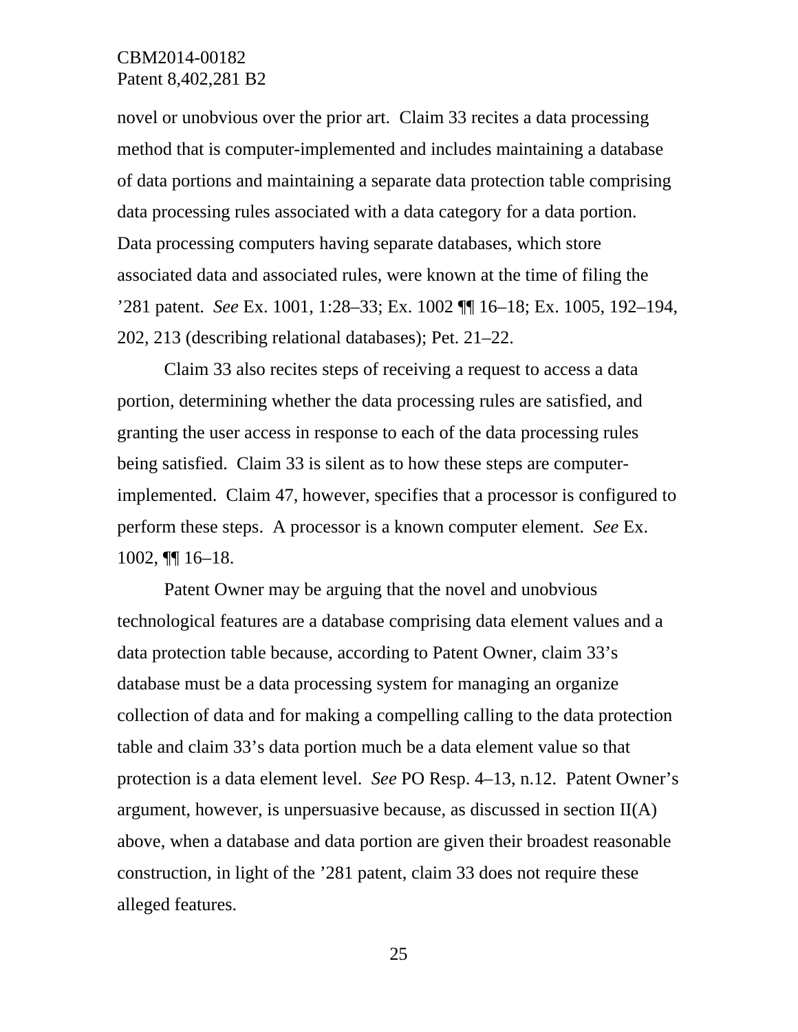novel or unobvious over the prior art. Claim 33 recites a data processing method that is computer-implemented and includes maintaining a database of data portions and maintaining a separate data protection table comprising data processing rules associated with a data category for a data portion. Data processing computers having separate databases, which store associated data and associated rules, were known at the time of filing the ’281 patent. *See* Ex. 1001, 1:28–33; Ex. 1002 ¶¶ 16–18; Ex. 1005, 192–194, 202, 213 (describing relational databases); Pet. 21–22.

Claim 33 also recites steps of receiving a request to access a data portion, determining whether the data processing rules are satisfied, and granting the user access in response to each of the data processing rules being satisfied. Claim 33 is silent as to how these steps are computer-implemented. Claim 47, however, specifies that a processor is configured to perform these steps. A processor is a known computer element. *See* Ex. 1002, ¶¶ 16–18.

Patent Owner may be arguing that the novel and unobvious technological features are a database comprising data element values and a data protection table because, according to Patent Owner, claim 33’s database must be a data processing system for managing an organize collection of data and for making a compelling calling to the data protection table and claim 33’s data portion much be a data element value so that protection is a data element level. *See* PO Resp. 4–13, n.12. Patent Owner’s argument, however, is unpersuasive because, as discussed in section II(A) above, when a database and data portion are given their broadest reasonable construction, in light of the ’281 patent, claim 33 does not require these alleged features.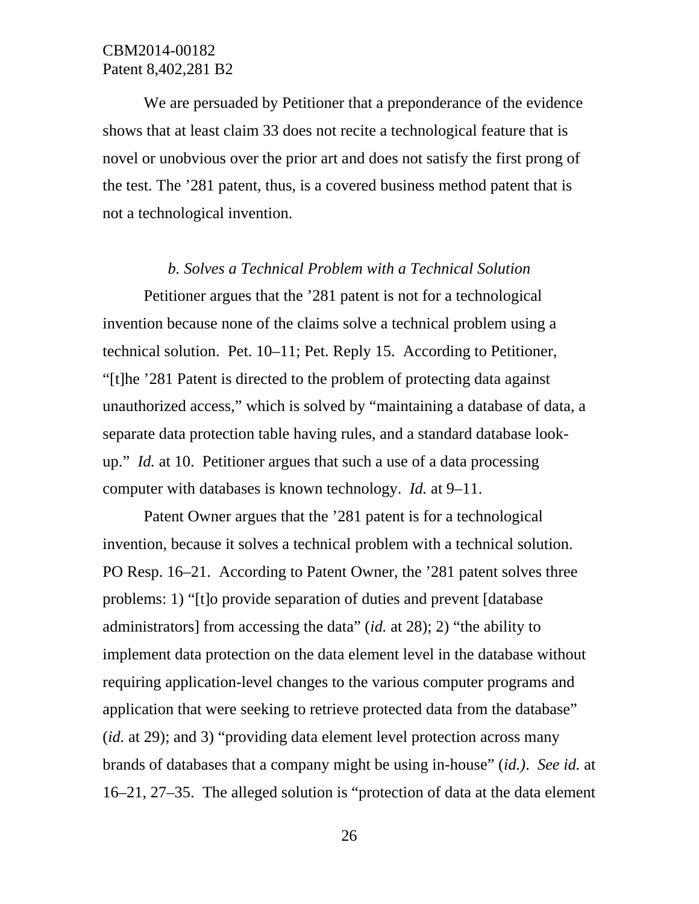We are persuaded by Petitioner that a preponderance of the evidence shows that at least claim 33 does not recite a technological feature that is novel or unobvious over the prior art and does not satisfy the first prong of the test. The ’281 patent, thus, is a covered business method patent that is not a technological invention.

*b. Solves a Technical Problem with a Technical Solution*

Petitioner argues that the ’281 patent is not for a technological invention because none of the claims solve a technical problem using a technical solution. Pet. 10–11; Pet. Reply 15. According to Petitioner, “[t]he ’281 Patent is directed to the problem of protecting data against unauthorized access,” which is solved by “maintaining a database of data, a separate data protection table having rules, and a standard database look-up.” *Id.* at 10. Petitioner argues that such a use of a data processing computer with databases is known technology. *Id.* at 9–11.

Patent Owner argues that the ’281 patent is for a technological invention, because it solves a technical problem with a technical solution. PO Resp. 16–21. According to Patent Owner, the ’281 patent solves three problems: 1) “[t]o provide separation of duties and prevent [database administrators] from accessing the data” (*id.* at 28); 2) “the ability to implement data protection on the data element level in the database without requiring application-level changes to the various computer programs and application that were seeking to retrieve protected data from the database” (*id.* at 29); and 3) “providing data element level protection across many brands of databases that a company might be using in-house” (*id.*). *See id.* at 16–21, 27–35. The alleged solution is “protection of data at the data element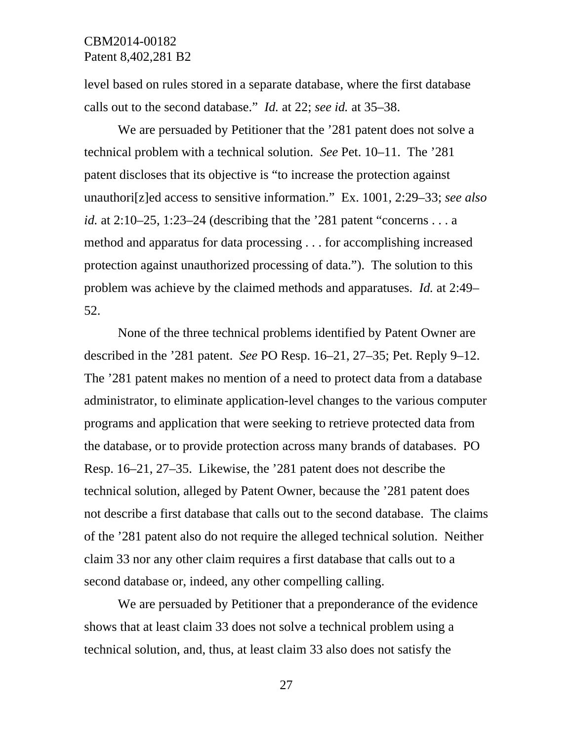level based on rules stored in a separate database, where the first database calls out to the second database." *Id.* at 22; *see id.* at 35–38.

We are persuaded by Petitioner that the '281 patent does not solve a technical problem with a technical solution. *See* Pet. 10–11. The '281 patent discloses that its objective is "to increase the protection against unauthori[z]ed access to sensitive information." Ex. 1001, 2:29–33; *see also id.* at 2:10–25, 1:23–24 (describing that the '281 patent "concerns . . . a method and apparatus for data processing . . . for accomplishing increased protection against unauthorized processing of data."). The solution to this problem was achieve by the claimed methods and apparatuses. *Id.* at 2:49–52.

None of the three technical problems identified by Patent Owner are described in the '281 patent. *See* PO Resp. 16–21, 27–35; Pet. Reply 9–12. The '281 patent makes no mention of a need to protect data from a database administrator, to eliminate application-level changes to the various computer programs and application that were seeking to retrieve protected data from the database, or to provide protection across many brands of databases. PO Resp. 16–21, 27–35. Likewise, the '281 patent does not describe the technical solution, alleged by Patent Owner, because the '281 patent does not describe a first database that calls out to the second database. The claims of the '281 patent also do not require the alleged technical solution. Neither claim 33 nor any other claim requires a first database that calls out to a second database or, indeed, any other compelling calling.

We are persuaded by Petitioner that a preponderance of the evidence shows that at least claim 33 does not solve a technical problem using a technical solution, and, thus, at least claim 33 also does not satisfy the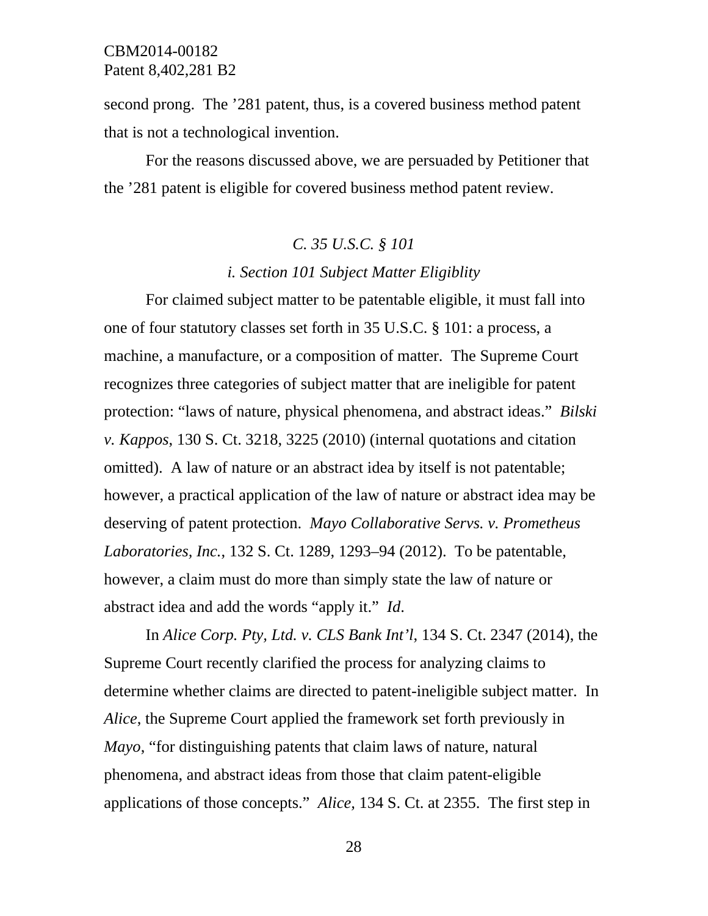second prong. The ’281 patent, thus, is a covered business method patent that is not a technological invention.

For the reasons discussed above, we are persuaded by Petitioner that the ’281 patent is eligible for covered business method patent review.

### *C. 35 U.S.C. § 101*

#### *i. Section 101 Subject Matter Eligiblity*

For claimed subject matter to be patentable eligible, it must fall into one of four statutory classes set forth in 35 U.S.C. § 101: a process, a machine, a manufacture, or a composition of matter. The Supreme Court recognizes three categories of subject matter that are ineligible for patent protection: “laws of nature, physical phenomena, and abstract ideas.” *Bilski v. Kappos*, 130 S. Ct. 3218, 3225 (2010) (internal quotations and citation omitted). A law of nature or an abstract idea by itself is not patentable; however, a practical application of the law of nature or abstract idea may be deserving of patent protection. *Mayo Collaborative Servs. v. Prometheus Laboratories, Inc.*, 132 S. Ct. 1289, 1293–94 (2012). To be patentable, however, a claim must do more than simply state the law of nature or abstract idea and add the words “apply it.” *Id*.

In *Alice Corp. Pty, Ltd. v. CLS Bank Int’l*, 134 S. Ct. 2347 (2014), the Supreme Court recently clarified the process for analyzing claims to determine whether claims are directed to patent-ineligible subject matter. In *Alice*, the Supreme Court applied the framework set forth previously in *Mayo*, “for distinguishing patents that claim laws of nature, natural phenomena, and abstract ideas from those that claim patent-eligible applications of those concepts.” *Alice*, 134 S. Ct. at 2355. The first step in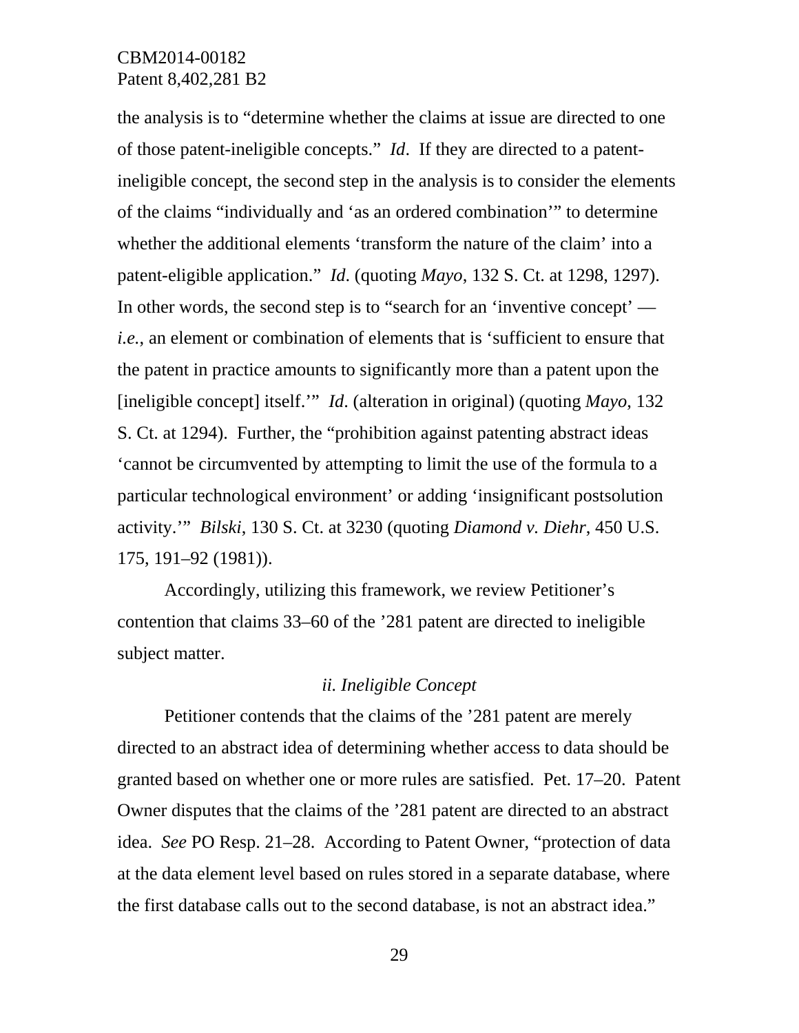the analysis is to "determine whether the claims at issue are directed to one of those patent-ineligible concepts." *Id*. If they are directed to a patent-ineligible concept, the second step in the analysis is to consider the elements of the claims "individually and 'as an ordered combination'" to determine whether the additional elements 'transform the nature of the claim' into a patent-eligible application." *Id*. (quoting *Mayo*, 132 S. Ct. at 1298, 1297). In other words, the second step is to "search for an 'inventive concept' — *i.e.*, an element or combination of elements that is 'sufficient to ensure that the patent in practice amounts to significantly more than a patent upon the [ineligible concept] itself.'" *Id*. (alteration in original) (quoting *Mayo*, 132 S. Ct. at 1294). Further, the "prohibition against patenting abstract ideas 'cannot be circumvented by attempting to limit the use of the formula to a particular technological environment' or adding 'insignificant postsolution activity.'" *Bilski*, 130 S. Ct. at 3230 (quoting *Diamond v. Diehr*, 450 U.S. 175, 191–92 (1981)).

Accordingly, utilizing this framework, we review Petitioner's contention that claims 33–60 of the '281 patent are directed to ineligible subject matter.

*ii. Ineligible Concept*

Petitioner contends that the claims of the '281 patent are merely directed to an abstract idea of determining whether access to data should be granted based on whether one or more rules are satisfied. Pet. 17–20. Patent Owner disputes that the claims of the '281 patent are directed to an abstract idea. *See* PO Resp. 21–28. According to Patent Owner, "protection of data at the data element level based on rules stored in a separate database, where the first database calls out to the second database, is not an abstract idea."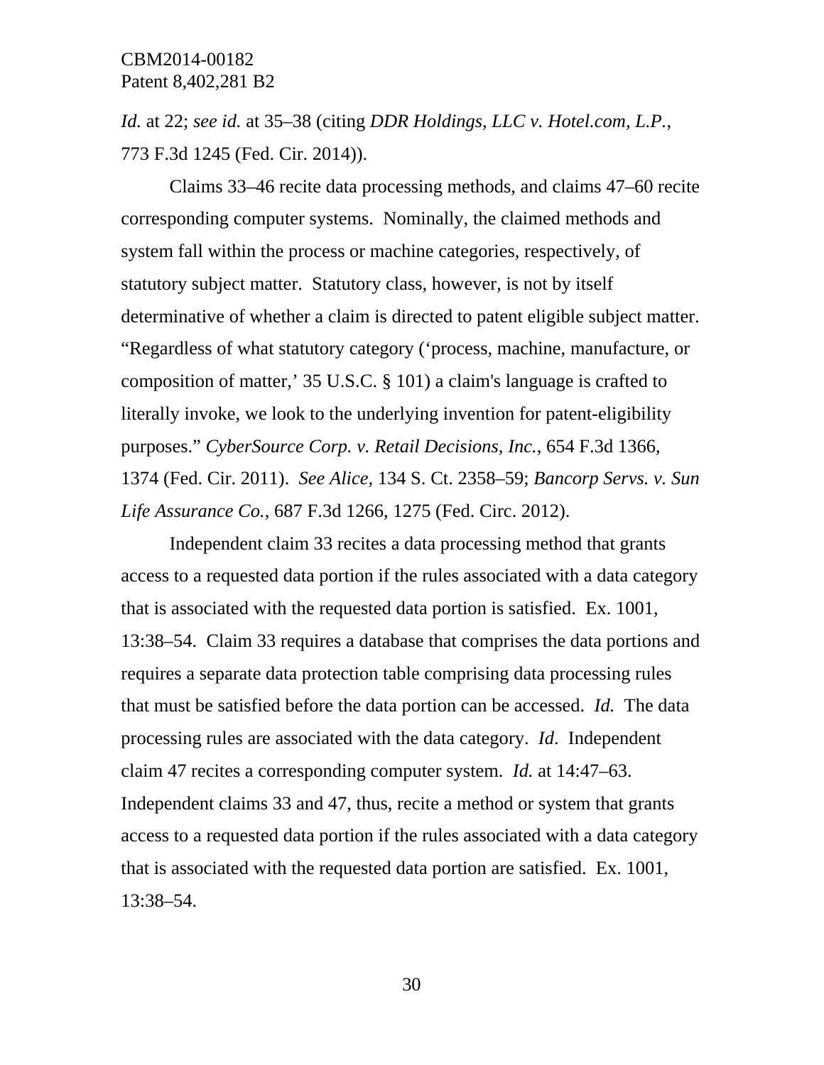*Id.* at 22; *see id.* at 35–38 (citing *DDR Holdings, LLC v. Hotel.com, L.P.*, 773 F.3d 1245 (Fed. Cir. 2014)).

Claims 33–46 recite data processing methods, and claims 47–60 recite corresponding computer systems. Nominally, the claimed methods and system fall within the process or machine categories, respectively, of statutory subject matter. Statutory class, however, is not by itself determinative of whether a claim is directed to patent eligible subject matter. "Regardless of what statutory category ('process, machine, manufacture, or composition of matter,' 35 U.S.C. § 101) a claim's language is crafted to literally invoke, we look to the underlying invention for patent-eligibility purposes." *CyberSource Corp. v. Retail Decisions, Inc.*, 654 F.3d 1366, 1374 (Fed. Cir. 2011). *See Alice*, 134 S. Ct. 2358–59; *Bancorp Servs. v. Sun Life Assurance Co.*, 687 F.3d 1266, 1275 (Fed. Circ. 2012).

Independent claim 33 recites a data processing method that grants access to a requested data portion if the rules associated with a data category that is associated with the requested data portion is satisfied. Ex. 1001, 13:38–54. Claim 33 requires a database that comprises the data portions and requires a separate data protection table comprising data processing rules that must be satisfied before the data portion can be accessed. *Id.* The data processing rules are associated with the data category. *Id*. Independent claim 47 recites a corresponding computer system. *Id.* at 14:47–63. Independent claims 33 and 47, thus, recite a method or system that grants access to a requested data portion if the rules associated with a data category that is associated with the requested data portion are satisfied. Ex. 1001, 13:38–54.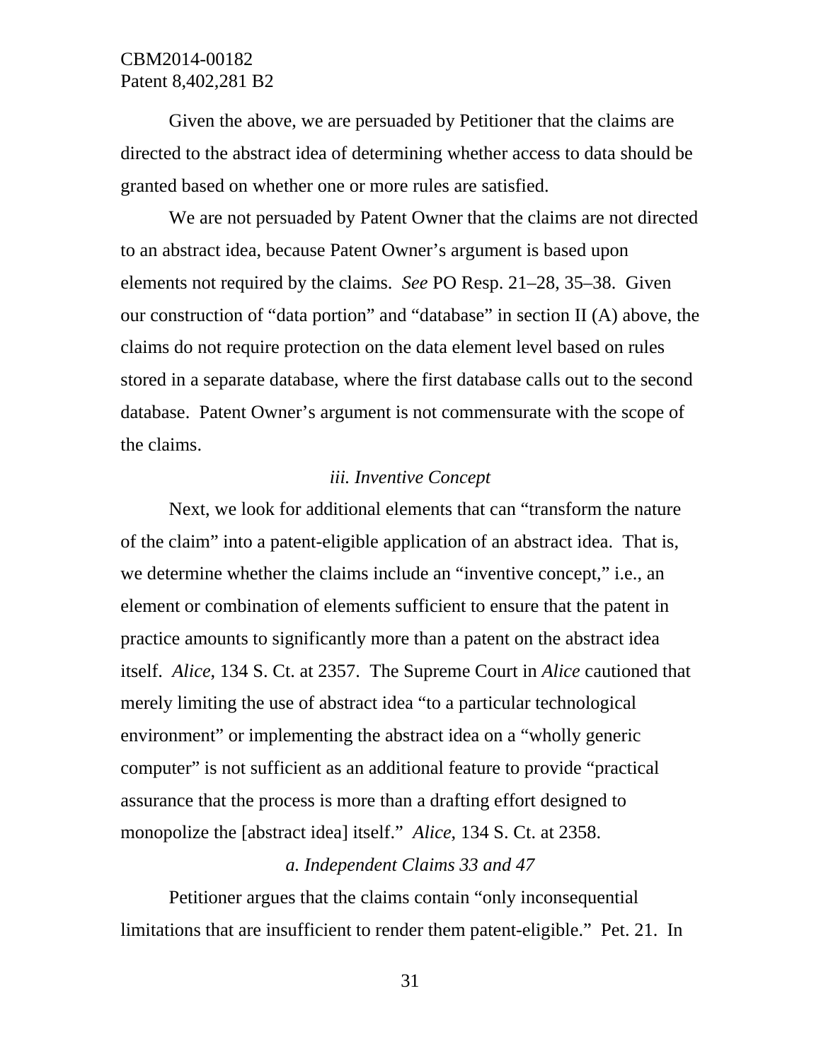Given the above, we are persuaded by Petitioner that the claims are directed to the abstract idea of determining whether access to data should be granted based on whether one or more rules are satisfied.

We are not persuaded by Patent Owner that the claims are not directed to an abstract idea, because Patent Owner's argument is based upon elements not required by the claims. *See* PO Resp. 21–28, 35–38. Given our construction of "data portion" and "database" in section II (A) above, the claims do not require protection on the data element level based on rules stored in a separate database, where the first database calls out to the second database. Patent Owner's argument is not commensurate with the scope of the claims.

*iii. Inventive Concept*

Next, we look for additional elements that can "transform the nature of the claim" into a patent-eligible application of an abstract idea. That is, we determine whether the claims include an "inventive concept," i.e., an element or combination of elements sufficient to ensure that the patent in practice amounts to significantly more than a patent on the abstract idea itself. *Alice*, 134 S. Ct. at 2357. The Supreme Court in *Alice* cautioned that merely limiting the use of abstract idea "to a particular technological environment" or implementing the abstract idea on a "wholly generic computer" is not sufficient as an additional feature to provide "practical assurance that the process is more than a drafting effort designed to monopolize the [abstract idea] itself." *Alice*, 134 S. Ct. at 2358.

*a. Independent Claims 33 and 47*

Petitioner argues that the claims contain "only inconsequential limitations that are insufficient to render them patent-eligible." Pet. 21. In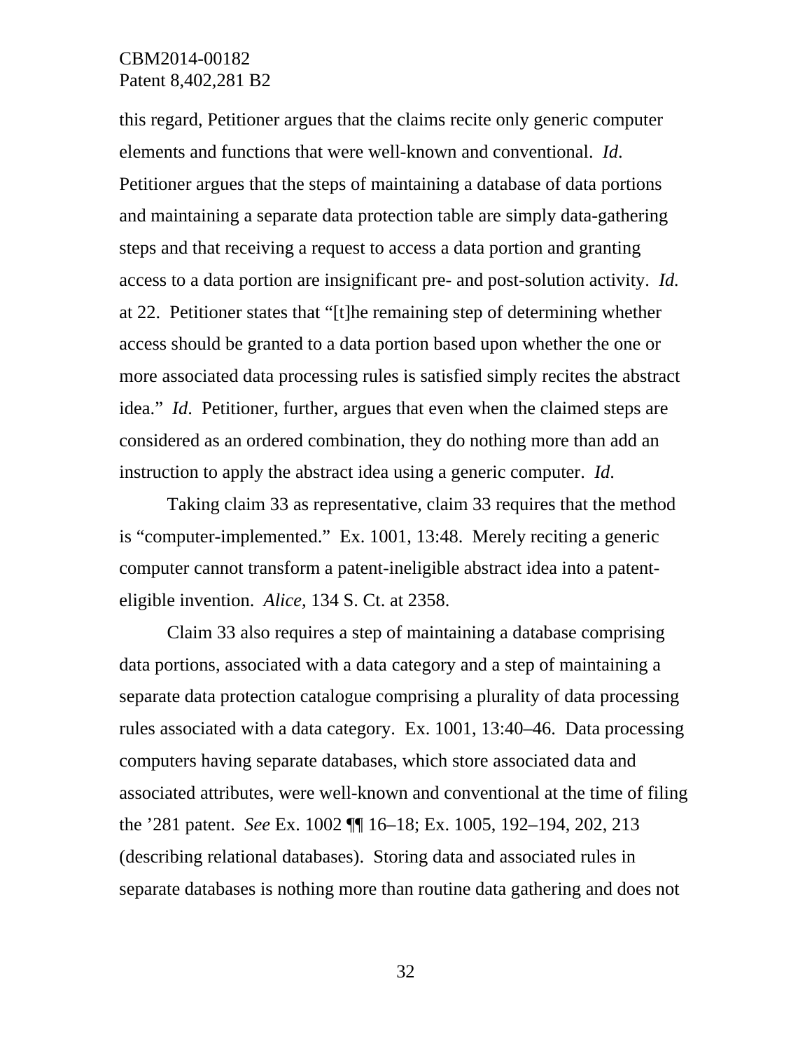this regard, Petitioner argues that the claims recite only generic computer elements and functions that were well-known and conventional. *Id*. Petitioner argues that the steps of maintaining a database of data portions and maintaining a separate data protection table are simply data-gathering steps and that receiving a request to access a data portion and granting access to a data portion are insignificant pre- and post-solution activity. *Id.* at 22. Petitioner states that "[t]he remaining step of determining whether access should be granted to a data portion based upon whether the one or more associated data processing rules is satisfied simply recites the abstract idea." *Id*. Petitioner, further, argues that even when the claimed steps are considered as an ordered combination, they do nothing more than add an instruction to apply the abstract idea using a generic computer. *Id*.

Taking claim 33 as representative, claim 33 requires that the method is "computer-implemented." Ex. 1001, 13:48. Merely reciting a generic computer cannot transform a patent-ineligible abstract idea into a patent-eligible invention. *Alice*, 134 S. Ct. at 2358.

Claim 33 also requires a step of maintaining a database comprising data portions, associated with a data category and a step of maintaining a separate data protection catalogue comprising a plurality of data processing rules associated with a data category. Ex. 1001, 13:40–46. Data processing computers having separate databases, which store associated data and associated attributes, were well-known and conventional at the time of filing the '281 patent. *See* Ex. 1002 ¶¶ 16–18; Ex. 1005, 192–194, 202, 213 (describing relational databases). Storing data and associated rules in separate databases is nothing more than routine data gathering and does not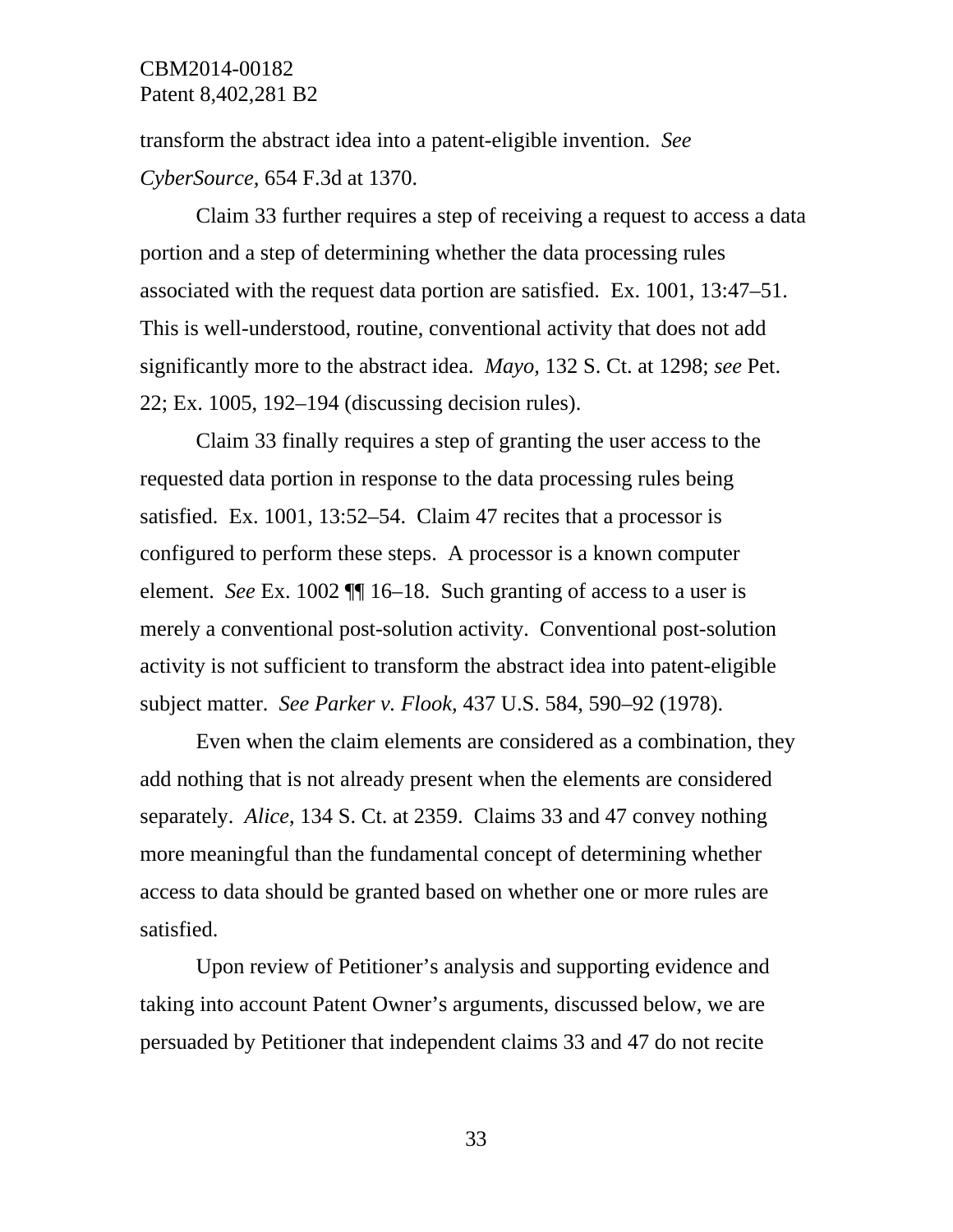transform the abstract idea into a patent-eligible invention. *See CyberSource,* 654 F.3d at 1370.

Claim 33 further requires a step of receiving a request to access a data portion and a step of determining whether the data processing rules associated with the request data portion are satisfied. Ex. 1001, 13:47–51. This is well-understood, routine, conventional activity that does not add significantly more to the abstract idea. *Mayo,* 132 S. Ct. at 1298; *see* Pet. 22; Ex. 1005, 192–194 (discussing decision rules).

Claim 33 finally requires a step of granting the user access to the requested data portion in response to the data processing rules being satisfied. Ex. 1001, 13:52–54. Claim 47 recites that a processor is configured to perform these steps. A processor is a known computer element. *See* Ex. 1002 ¶¶ 16–18. Such granting of access to a user is merely a conventional post-solution activity. Conventional post-solution activity is not sufficient to transform the abstract idea into patent-eligible subject matter. *See Parker v. Flook,* 437 U.S. 584, 590–92 (1978).

Even when the claim elements are considered as a combination, they add nothing that is not already present when the elements are considered separately. *Alice*, 134 S. Ct. at 2359. Claims 33 and 47 convey nothing more meaningful than the fundamental concept of determining whether access to data should be granted based on whether one or more rules are satisfied.

Upon review of Petitioner's analysis and supporting evidence and taking into account Patent Owner's arguments, discussed below, we are persuaded by Petitioner that independent claims 33 and 47 do not recite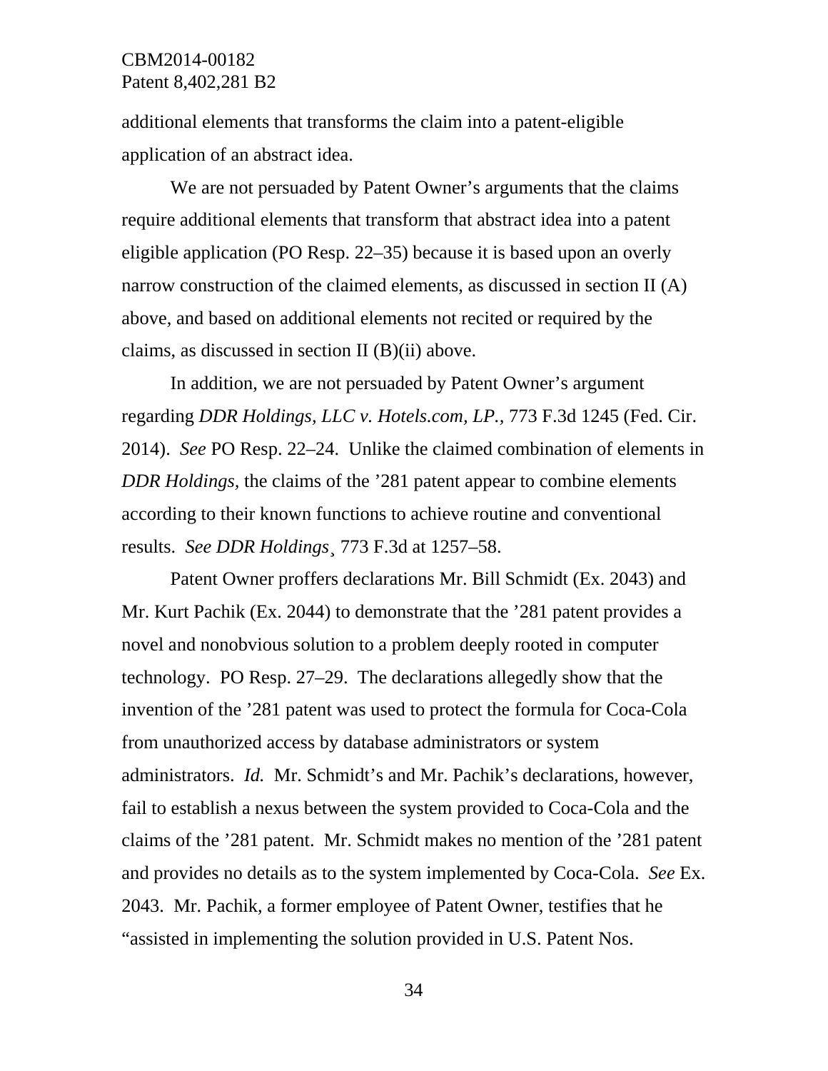additional elements that transforms the claim into a patent-eligible application of an abstract idea.

We are not persuaded by Patent Owner's arguments that the claims require additional elements that transform that abstract idea into a patent eligible application (PO Resp. 22–35) because it is based upon an overly narrow construction of the claimed elements, as discussed in section II (A) above, and based on additional elements not recited or required by the claims, as discussed in section II (B)(ii) above.

In addition, we are not persuaded by Patent Owner's argument regarding *DDR Holdings, LLC v. Hotels.com, LP.*, 773 F.3d 1245 (Fed. Cir. 2014). *See* PO Resp. 22–24. Unlike the claimed combination of elements in *DDR Holdings*, the claims of the '281 patent appear to combine elements according to their known functions to achieve routine and conventional results. *See DDR Holdings*¸ 773 F.3d at 1257–58.

Patent Owner proffers declarations Mr. Bill Schmidt (Ex. 2043) and Mr. Kurt Pachik (Ex. 2044) to demonstrate that the '281 patent provides a novel and nonobvious solution to a problem deeply rooted in computer technology. PO Resp. 27–29. The declarations allegedly show that the invention of the '281 patent was used to protect the formula for Coca-Cola from unauthorized access by database administrators or system administrators. *Id.* Mr. Schmidt's and Mr. Pachik's declarations, however, fail to establish a nexus between the system provided to Coca-Cola and the claims of the '281 patent. Mr. Schmidt makes no mention of the '281 patent and provides no details as to the system implemented by Coca-Cola. *See* Ex. 2043. Mr. Pachik, a former employee of Patent Owner, testifies that he "assisted in implementing the solution provided in U.S. Patent Nos.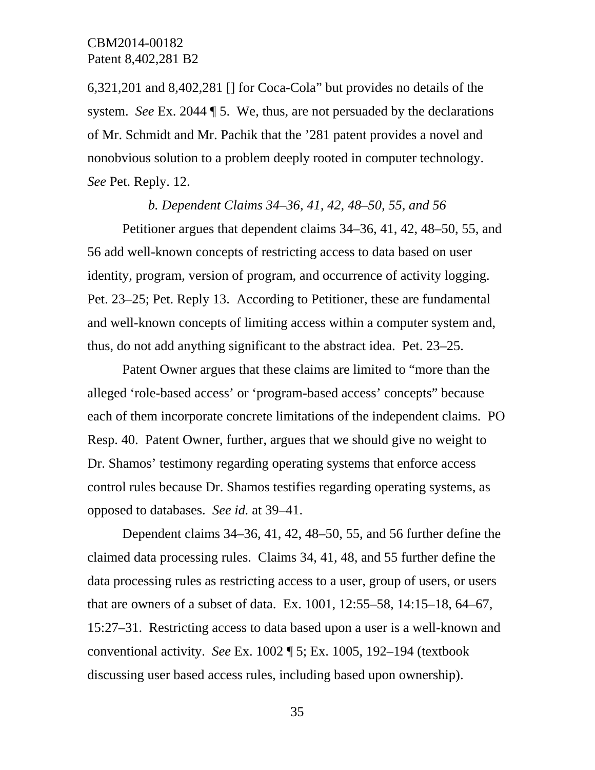6,321,201 and 8,402,281 [] for Coca-Cola" but provides no details of the system. *See* Ex. 2044 ¶ 5. We, thus, are not persuaded by the declarations of Mr. Schmidt and Mr. Pachik that the '281 patent provides a novel and nonobvious solution to a problem deeply rooted in computer technology. *See* Pet. Reply. 12.

*b. Dependent Claims 34–36, 41, 42, 48–50, 55, and 56*

Petitioner argues that dependent claims 34–36, 41, 42, 48–50, 55, and 56 add well-known concepts of restricting access to data based on user identity, program, version of program, and occurrence of activity logging. Pet. 23–25; Pet. Reply 13. According to Petitioner, these are fundamental and well-known concepts of limiting access within a computer system and, thus, do not add anything significant to the abstract idea. Pet. 23–25.

Patent Owner argues that these claims are limited to "more than the alleged 'role-based access' or 'program-based access' concepts" because each of them incorporate concrete limitations of the independent claims. PO Resp. 40. Patent Owner, further, argues that we should give no weight to Dr. Shamos' testimony regarding operating systems that enforce access control rules because Dr. Shamos testifies regarding operating systems, as opposed to databases. *See id.* at 39–41.

Dependent claims 34–36, 41, 42, 48–50, 55, and 56 further define the claimed data processing rules. Claims 34, 41, 48, and 55 further define the data processing rules as restricting access to a user, group of users, or users that are owners of a subset of data. Ex. 1001, 12:55–58, 14:15–18, 64–67, 15:27–31. Restricting access to data based upon a user is a well-known and conventional activity. *See* Ex. 1002 ¶ 5; Ex. 1005, 192–194 (textbook discussing user based access rules, including based upon ownership).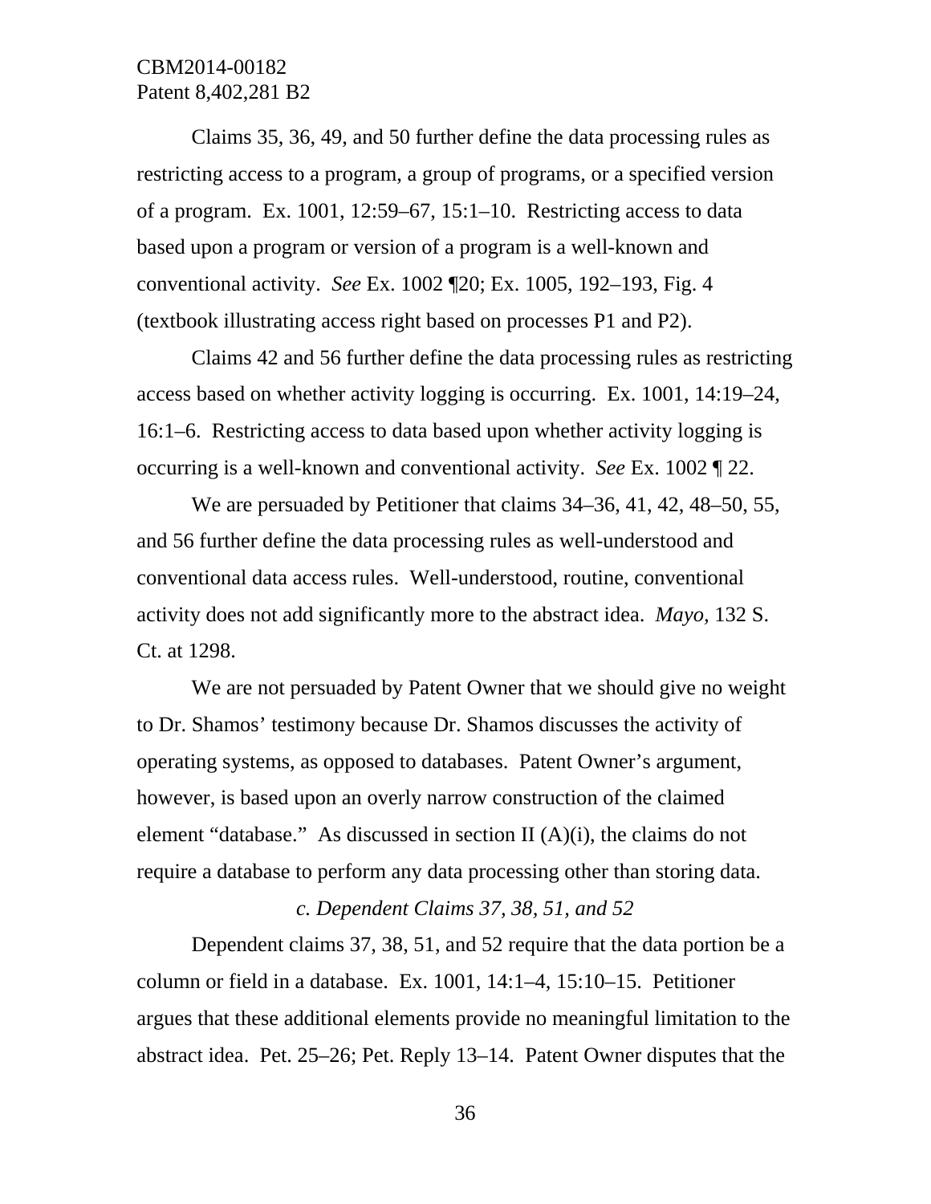Claims 35, 36, 49, and 50 further define the data processing rules as restricting access to a program, a group of programs, or a specified version of a program. Ex. 1001, 12:59–67, 15:1–10. Restricting access to data based upon a program or version of a program is a well-known and conventional activity. *See* Ex. 1002 ¶20; Ex. 1005, 192–193, Fig. 4 (textbook illustrating access right based on processes P1 and P2).

Claims 42 and 56 further define the data processing rules as restricting access based on whether activity logging is occurring. Ex. 1001, 14:19–24, 16:1–6. Restricting access to data based upon whether activity logging is occurring is a well-known and conventional activity. *See* Ex. 1002 ¶ 22.

We are persuaded by Petitioner that claims 34–36, 41, 42, 48–50, 55, and 56 further define the data processing rules as well-understood and conventional data access rules. Well-understood, routine, conventional activity does not add significantly more to the abstract idea. *Mayo,* 132 S. Ct. at 1298.

We are not persuaded by Patent Owner that we should give no weight to Dr. Shamos' testimony because Dr. Shamos discusses the activity of operating systems, as opposed to databases. Patent Owner's argument, however, is based upon an overly narrow construction of the claimed element "database." As discussed in section II (A)(i), the claims do not require a database to perform any data processing other than storing data.

*c. Dependent Claims 37, 38, 51, and 52*

Dependent claims 37, 38, 51, and 52 require that the data portion be a column or field in a database. Ex. 1001, 14:1–4, 15:10–15. Petitioner argues that these additional elements provide no meaningful limitation to the abstract idea. Pet. 25–26; Pet. Reply 13–14. Patent Owner disputes that the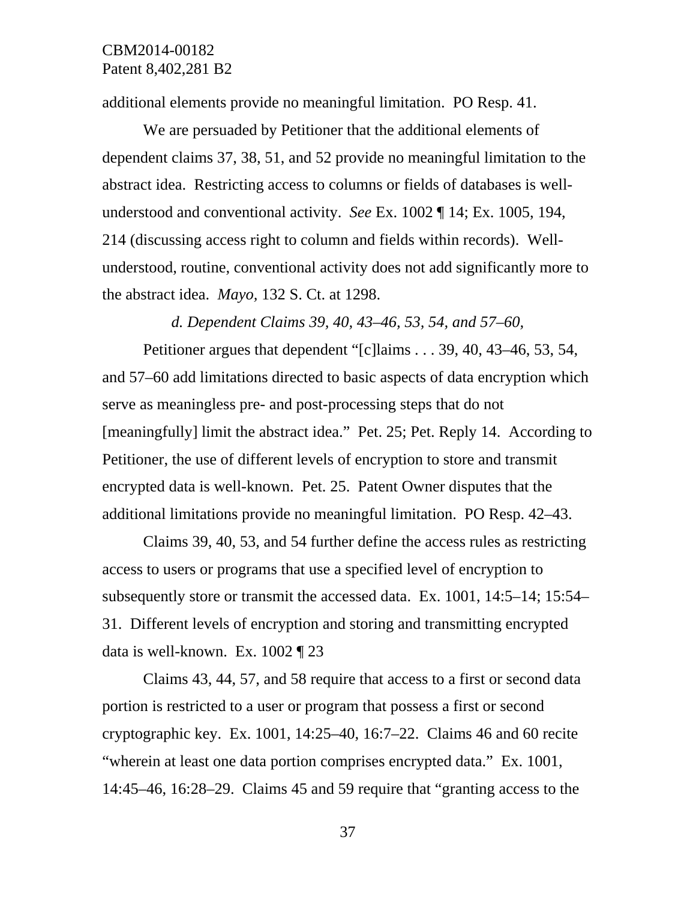additional elements provide no meaningful limitation. PO Resp. 41.

We are persuaded by Petitioner that the additional elements of dependent claims 37, 38, 51, and 52 provide no meaningful limitation to the abstract idea. Restricting access to columns or fields of databases is well-understood and conventional activity. *See* Ex. 1002 ¶ 14; Ex. 1005, 194, 214 (discussing access right to column and fields within records). Well-understood, routine, conventional activity does not add significantly more to the abstract idea. *Mayo,* 132 S. Ct. at 1298.

*d. Dependent Claims 39, 40, 43–46, 53, 54, and 57–60,*

Petitioner argues that dependent "[c]laims . . . 39, 40, 43–46, 53, 54, and 57–60 add limitations directed to basic aspects of data encryption which serve as meaningless pre- and post-processing steps that do not [meaningfully] limit the abstract idea." Pet. 25; Pet. Reply 14. According to Petitioner, the use of different levels of encryption to store and transmit encrypted data is well-known. Pet. 25. Patent Owner disputes that the additional limitations provide no meaningful limitation. PO Resp. 42–43.

Claims 39, 40, 53, and 54 further define the access rules as restricting access to users or programs that use a specified level of encryption to subsequently store or transmit the accessed data. Ex. 1001, 14:5–14; 15:54–31. Different levels of encryption and storing and transmitting encrypted data is well-known. Ex. 1002 ¶ 23

Claims 43, 44, 57, and 58 require that access to a first or second data portion is restricted to a user or program that possess a first or second cryptographic key. Ex. 1001, 14:25–40, 16:7–22. Claims 46 and 60 recite "wherein at least one data portion comprises encrypted data." Ex. 1001, 14:45–46, 16:28–29. Claims 45 and 59 require that "granting access to the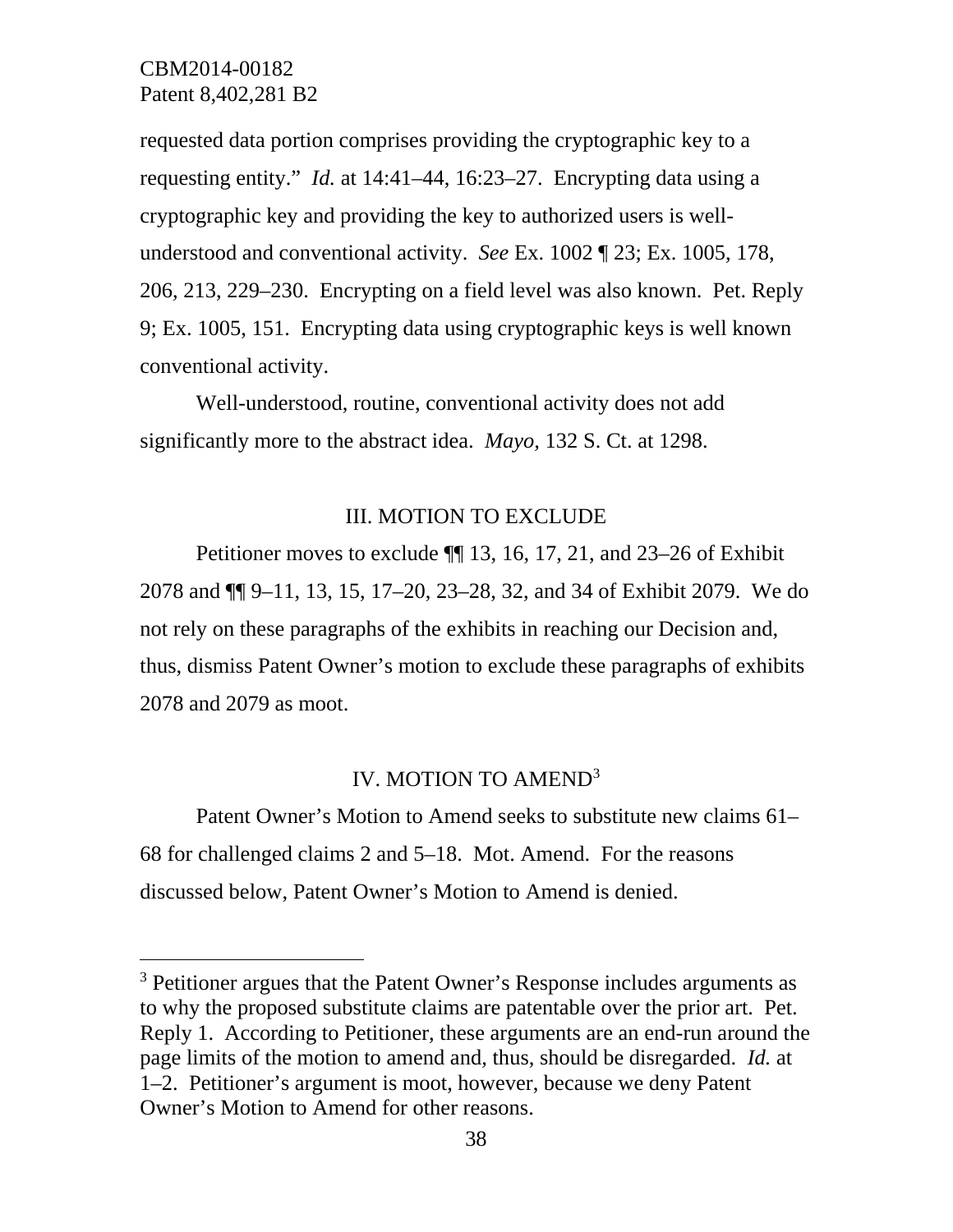requested data portion comprises providing the cryptographic key to a requesting entity." *Id.* at 14:41–44, 16:23–27. Encrypting data using a cryptographic key and providing the key to authorized users is well-understood and conventional activity. *See* Ex. 1002 ¶ 23; Ex. 1005, 178, 206, 213, 229–230. Encrypting on a field level was also known. Pet. Reply 9; Ex. 1005, 151. Encrypting data using cryptographic keys is well known conventional activity.

Well-understood, routine, conventional activity does not add significantly more to the abstract idea. *Mayo*, 132 S. Ct. at 1298.

## III. MOTION TO EXCLUDE

Petitioner moves to exclude ¶¶ 13, 16, 17, 21, and 23–26 of Exhibit 2078 and ¶¶ 9–11, 13, 15, 17–20, 23–28, 32, and 34 of Exhibit 2079. We do not rely on these paragraphs of the exhibits in reaching our Decision and, thus, dismiss Patent Owner's motion to exclude these paragraphs of exhibits 2078 and 2079 as moot.

## IV. MOTION TO AMEND[3]

Patent Owner's Motion to Amend seeks to substitute new claims 61–68 for challenged claims 2 and 5–18. Mot. Amend. For the reasons discussed below, Patent Owner's Motion to Amend is denied.

[3] Petitioner argues that the Patent Owner's Response includes arguments as to why the proposed substitute claims are patentable over the prior art. Pet. Reply 1. According to Petitioner, these arguments are an end-run around the page limits of the motion to amend and, thus, should be disregarded. *Id.* at 1–2. Petitioner's argument is moot, however, because we deny Patent Owner's Motion to Amend for other reasons.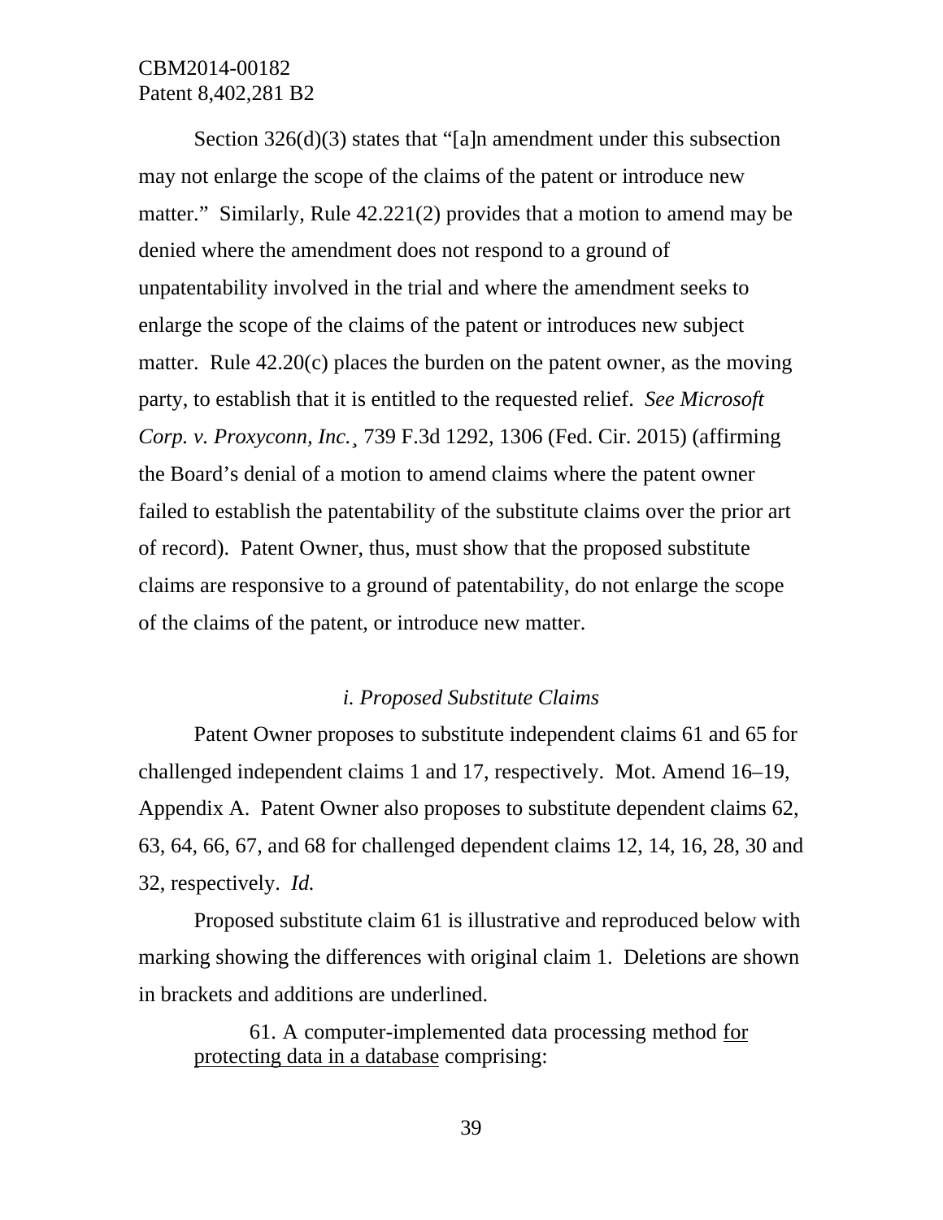Section 326(d)(3) states that “[a]n amendment under this subsection may not enlarge the scope of the claims of the patent or introduce new matter.” Similarly, Rule 42.221(2) provides that a motion to amend may be denied where the amendment does not respond to a ground of unpatentability involved in the trial and where the amendment seeks to enlarge the scope of the claims of the patent or introduces new subject matter. Rule 42.20(c) places the burden on the patent owner, as the moving party, to establish that it is entitled to the requested relief. *See Microsoft Corp. v. Proxyconn, Inc.*¸ 739 F.3d 1292, 1306 (Fed. Cir. 2015) (affirming the Board’s denial of a motion to amend claims where the patent owner failed to establish the patentability of the substitute claims over the prior art of record). Patent Owner, thus, must show that the proposed substitute claims are responsive to a ground of patentability, do not enlarge the scope of the claims of the patent, or introduce new matter.

*i. Proposed Substitute Claims*

Patent Owner proposes to substitute independent claims 61 and 65 for challenged independent claims 1 and 17, respectively. Mot. Amend 16–19, Appendix A. Patent Owner also proposes to substitute dependent claims 62, 63, 64, 66, 67, and 68 for challenged dependent claims 12, 14, 16, 28, 30 and 32, respectively. *Id.*

Proposed substitute claim 61 is illustrative and reproduced below with marking showing the differences with original claim 1. Deletions are shown in brackets and additions are underlined.

> 61. A computer-implemented data processing method <u>for protecting data in a database</u> comprising: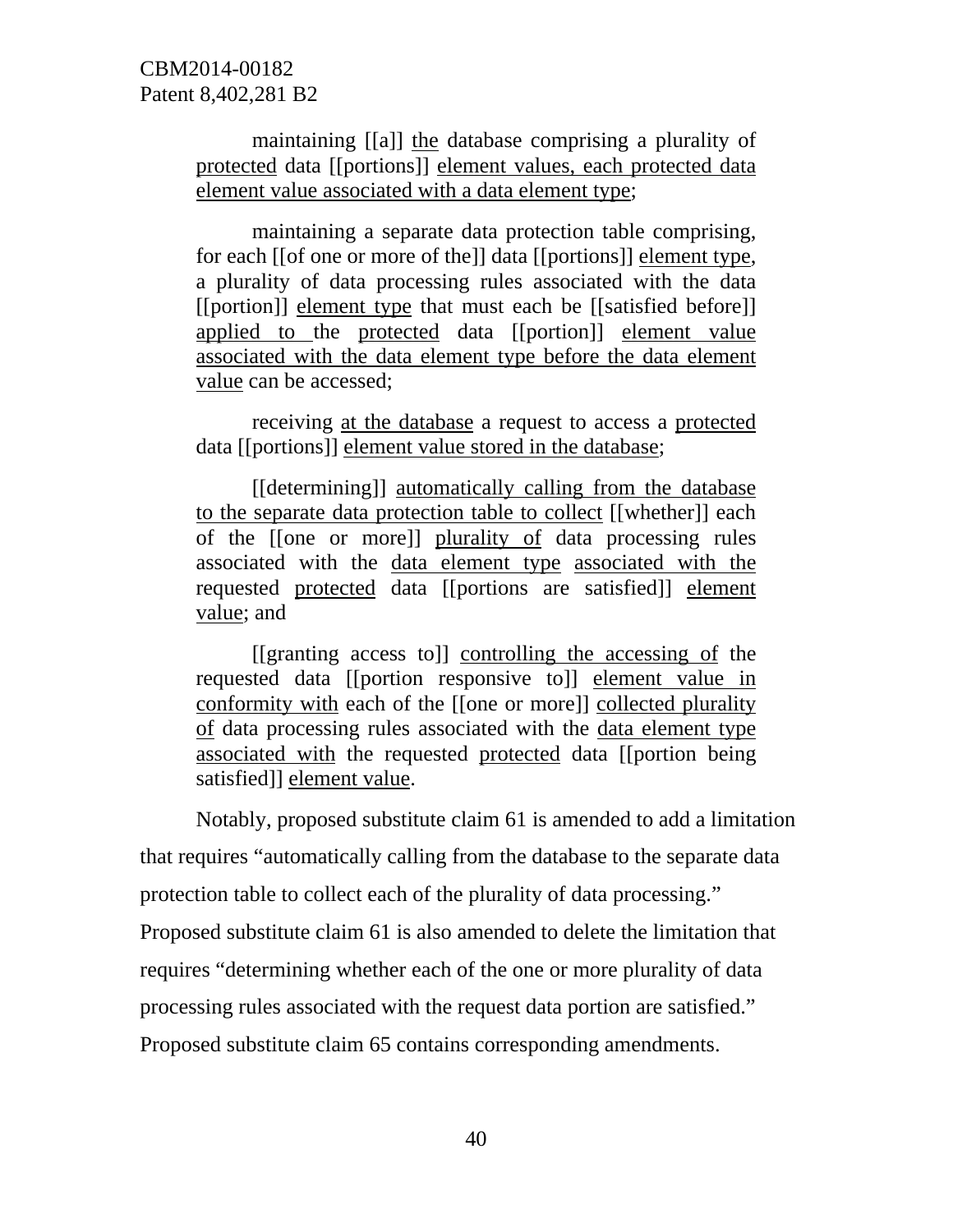maintaining [[a]] <u>the</u> database comprising a plurality of <u>protected</u> data [[portions]] <u>element values, each protected data element value associated with a data element type</u>;

maintaining a separate data protection table comprising, for each [[of one or more of the]] data [[portions]] <u>element type</u>, a plurality of data processing rules associated with the data [[portion]] <u>element type</u> that must each be [[satisfied before]] <u>applied to</u> the <u>protected</u> data [[portion]] <u>element value associated with the data element type before the data element value</u> can be accessed;

receiving <u>at the database</u> a request to access a <u>protected</u> data [[portions]] <u>element value stored in the database</u>;

[[determining]] <u>automatically calling from the database to the separate data protection table to collect</u> [[whether]] each of the [[one or more]] <u>plurality of</u> data processing rules associated with the <u>data element type</u> <u>associated with the</u> requested <u>protected</u> data [[portions are satisfied]] <u>element value</u>; and

[[granting access to]] <u>controlling the accessing of</u> the requested data [[portion responsive to]] <u>element value in conformity with</u> each of the [[one or more]] <u>collected plurality of</u> data processing rules associated with the <u>data element type associated with</u> the requested <u>protected</u> data [[portion being satisfied]] <u>element value</u>.

Notably, proposed substitute claim 61 is amended to add a limitation that requires "automatically calling from the database to the separate data protection table to collect each of the plurality of data processing." Proposed substitute claim 61 is also amended to delete the limitation that requires "determining whether each of the one or more plurality of data processing rules associated with the request data portion are satisfied." Proposed substitute claim 65 contains corresponding amendments.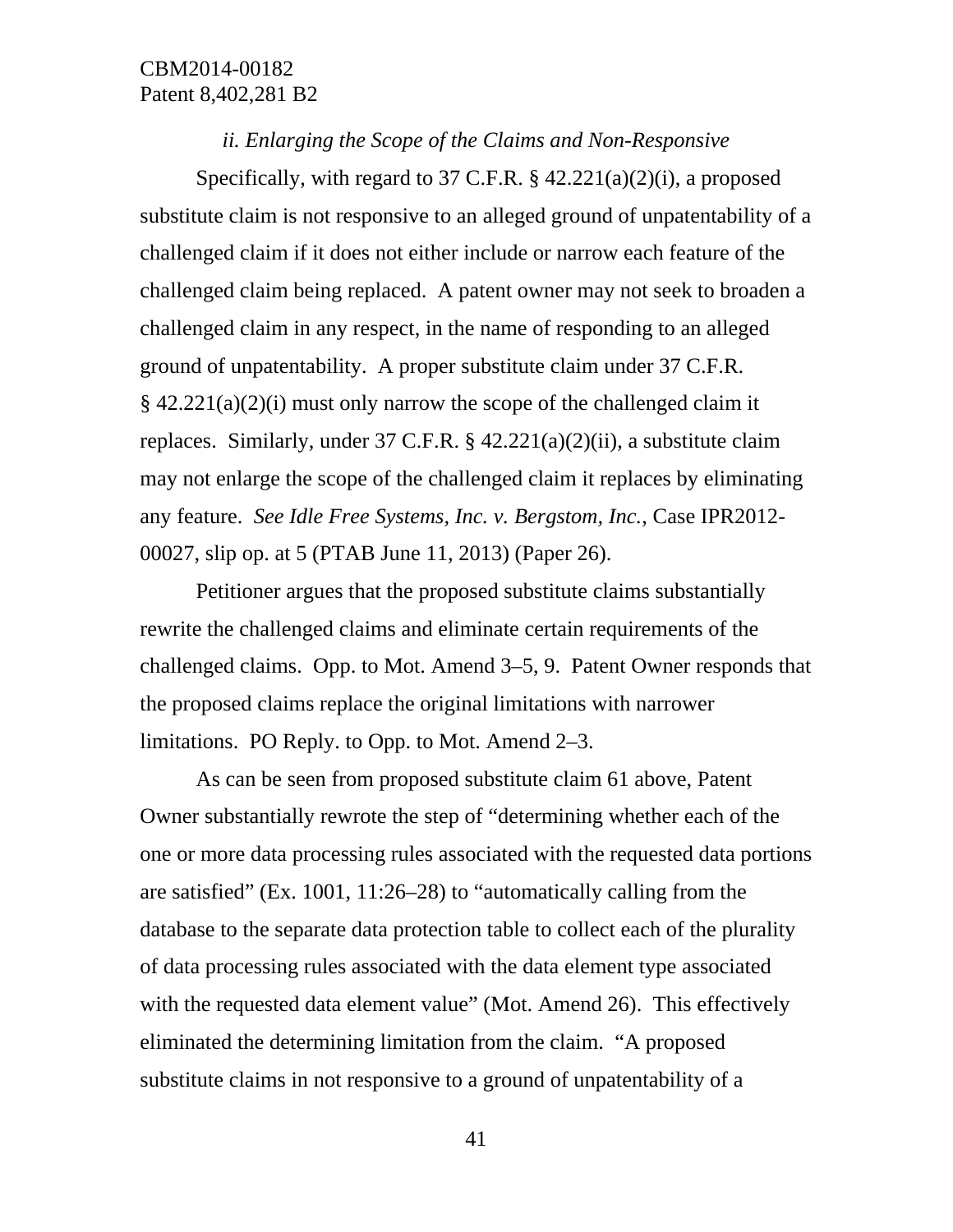*ii. Enlarging the Scope of the Claims and Non-Responsive*

Specifically, with regard to 37 C.F.R. § 42.221(a)(2)(i), a proposed substitute claim is not responsive to an alleged ground of unpatentability of a challenged claim if it does not either include or narrow each feature of the challenged claim being replaced. A patent owner may not seek to broaden a challenged claim in any respect, in the name of responding to an alleged ground of unpatentability. A proper substitute claim under 37 C.F.R. § 42.221(a)(2)(i) must only narrow the scope of the challenged claim it replaces. Similarly, under 37 C.F.R. § 42.221(a)(2)(ii), a substitute claim may not enlarge the scope of the challenged claim it replaces by eliminating any feature. *See Idle Free Systems, Inc. v. Bergstom, Inc.,* Case IPR2012-00027, slip op. at 5 (PTAB June 11, 2013) (Paper 26).

Petitioner argues that the proposed substitute claims substantially rewrite the challenged claims and eliminate certain requirements of the challenged claims. Opp. to Mot. Amend 3–5, 9. Patent Owner responds that the proposed claims replace the original limitations with narrower limitations. PO Reply. to Opp. to Mot. Amend 2–3.

As can be seen from proposed substitute claim 61 above, Patent Owner substantially rewrote the step of "determining whether each of the one or more data processing rules associated with the requested data portions are satisfied" (Ex. 1001, 11:26–28) to "automatically calling from the database to the separate data protection table to collect each of the plurality of data processing rules associated with the data element type associated with the requested data element value" (Mot. Amend 26). This effectively eliminated the determining limitation from the claim. "A proposed substitute claims in not responsive to a ground of unpatentability of a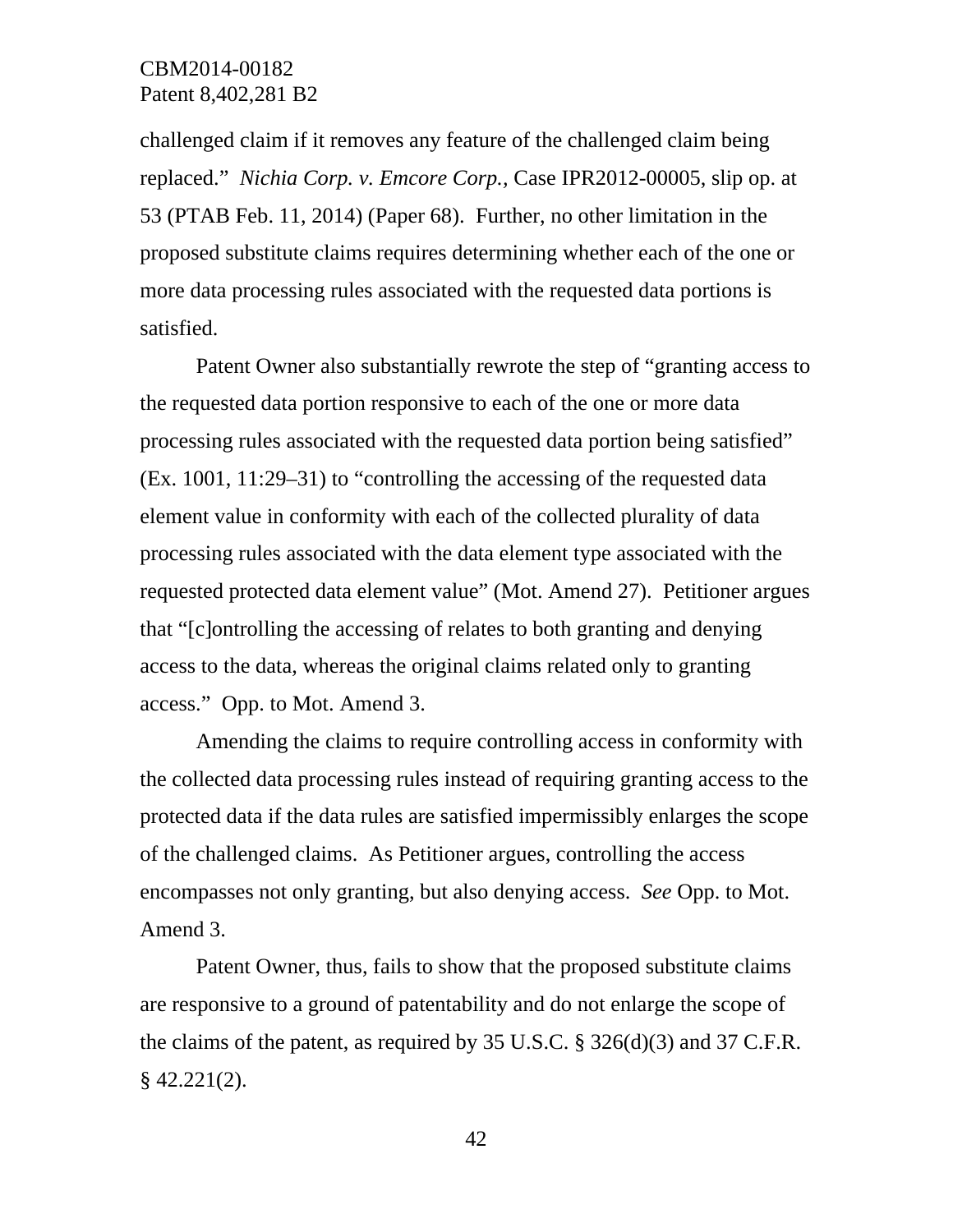challenged claim if it removes any feature of the challenged claim being replaced." *Nichia Corp. v. Emcore Corp.*, Case IPR2012-00005, slip op. at 53 (PTAB Feb. 11, 2014) (Paper 68). Further, no other limitation in the proposed substitute claims requires determining whether each of the one or more data processing rules associated with the requested data portions is satisfied.

Patent Owner also substantially rewrote the step of "granting access to the requested data portion responsive to each of the one or more data processing rules associated with the requested data portion being satisfied" (Ex. 1001, 11:29–31) to "controlling the accessing of the requested data element value in conformity with each of the collected plurality of data processing rules associated with the data element type associated with the requested protected data element value" (Mot. Amend 27). Petitioner argues that "[c]ontrolling the accessing of relates to both granting and denying access to the data, whereas the original claims related only to granting access." Opp. to Mot. Amend 3.

Amending the claims to require controlling access in conformity with the collected data processing rules instead of requiring granting access to the protected data if the data rules are satisfied impermissibly enlarges the scope of the challenged claims. As Petitioner argues, controlling the access encompasses not only granting, but also denying access. *See* Opp. to Mot. Amend 3.

Patent Owner, thus, fails to show that the proposed substitute claims are responsive to a ground of patentability and do not enlarge the scope of the claims of the patent, as required by 35 U.S.C. § 326(d)(3) and 37 C.F.R. § 42.221(2).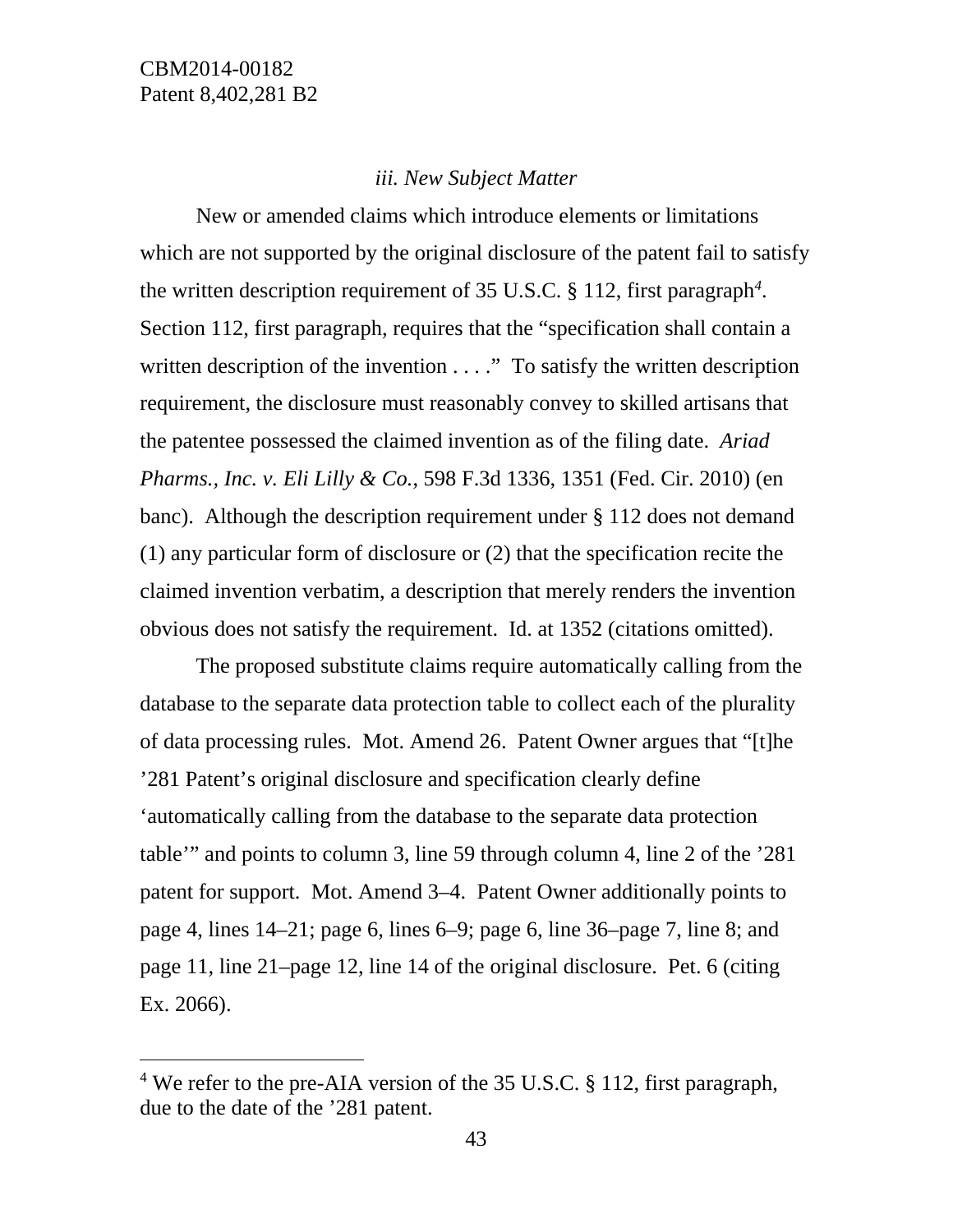### *iii. New Subject Matter*

New or amended claims which introduce elements or limitations which are not supported by the original disclosure of the patent fail to satisfy the written description requirement of 35 U.S.C. § 112, first paragraph[4]. Section 112, first paragraph, requires that the "specification shall contain a written description of the invention . . . ." To satisfy the written description requirement, the disclosure must reasonably convey to skilled artisans that the patentee possessed the claimed invention as of the filing date. *Ariad Pharms., Inc. v. Eli Lilly & Co.*, 598 F.3d 1336, 1351 (Fed. Cir. 2010) (en banc). Although the description requirement under § 112 does not demand (1) any particular form of disclosure or (2) that the specification recite the claimed invention verbatim, a description that merely renders the invention obvious does not satisfy the requirement. Id. at 1352 (citations omitted).

The proposed substitute claims require automatically calling from the database to the separate data protection table to collect each of the plurality of data processing rules. Mot. Amend 26. Patent Owner argues that "[t]he '281 Patent's original disclosure and specification clearly define 'automatically calling from the database to the separate data protection table'" and points to column 3, line 59 through column 4, line 2 of the '281 patent for support. Mot. Amend 3–4. Patent Owner additionally points to page 4, lines 14–21; page 6, lines 6–9; page 6, line 36–page 7, line 8; and page 11, line 21–page 12, line 14 of the original disclosure. Pet. 6 (citing Ex. 2066).

[4] We refer to the pre-AIA version of the 35 U.S.C. § 112, first paragraph, due to the date of the '281 patent.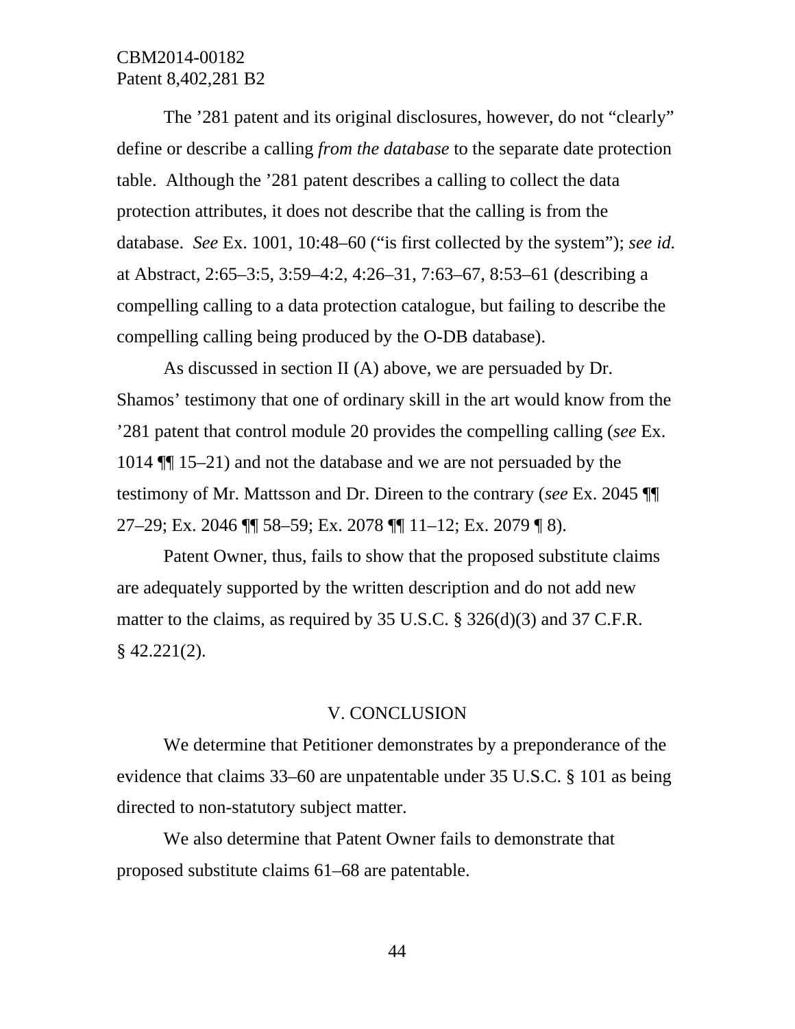The ’281 patent and its original disclosures, however, do not “clearly” define or describe a calling *from the database* to the separate date protection table. Although the ’281 patent describes a calling to collect the data protection attributes, it does not describe that the calling is from the database. *See* Ex. 1001, 10:48–60 (“is first collected by the system”); *see id.* at Abstract, 2:65–3:5, 3:59–4:2, 4:26–31, 7:63–67, 8:53–61 (describing a compelling calling to a data protection catalogue, but failing to describe the compelling calling being produced by the O-DB database).

As discussed in section II (A) above, we are persuaded by Dr. Shamos’ testimony that one of ordinary skill in the art would know from the ’281 patent that control module 20 provides the compelling calling (*see* Ex. 1014 ¶¶ 15–21) and not the database and we are not persuaded by the testimony of Mr. Mattsson and Dr. Direen to the contrary (*see* Ex. 2045 ¶¶ 27–29; Ex. 2046 ¶¶ 58–59; Ex. 2078 ¶¶ 11–12; Ex. 2079 ¶ 8).

Patent Owner, thus, fails to show that the proposed substitute claims are adequately supported by the written description and do not add new matter to the claims, as required by 35 U.S.C. § 326(d)(3) and 37 C.F.R. § 42.221(2).

## V. CONCLUSION

We determine that Petitioner demonstrates by a preponderance of the evidence that claims 33–60 are unpatentable under 35 U.S.C. § 101 as being directed to non-statutory subject matter.

We also determine that Patent Owner fails to demonstrate that proposed substitute claims 61–68 are patentable.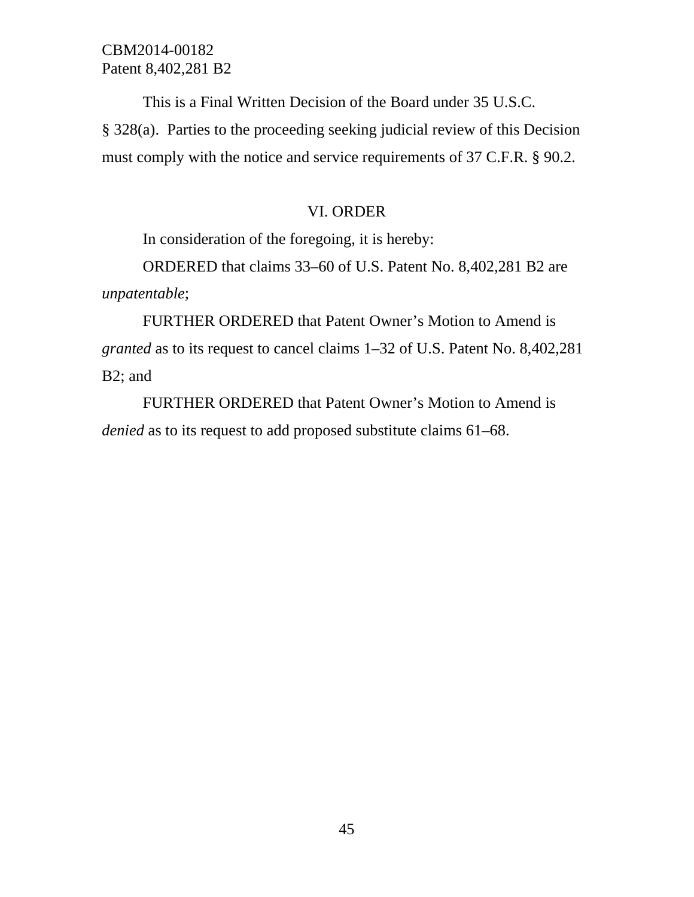This is a Final Written Decision of the Board under 35 U.S.C. § 328(a). Parties to the proceeding seeking judicial review of this Decision must comply with the notice and service requirements of 37 C.F.R. § 90.2.

## VI. ORDER

In consideration of the foregoing, it is hereby:

ORDERED that claims 33–60 of U.S. Patent No. 8,402,281 B2 are *unpatentable*;

FURTHER ORDERED that Patent Owner's Motion to Amend is *granted* as to its request to cancel claims 1–32 of U.S. Patent No. 8,402,281 B2; and

FURTHER ORDERED that Patent Owner's Motion to Amend is *denied* as to its request to add proposed substitute claims 61–68.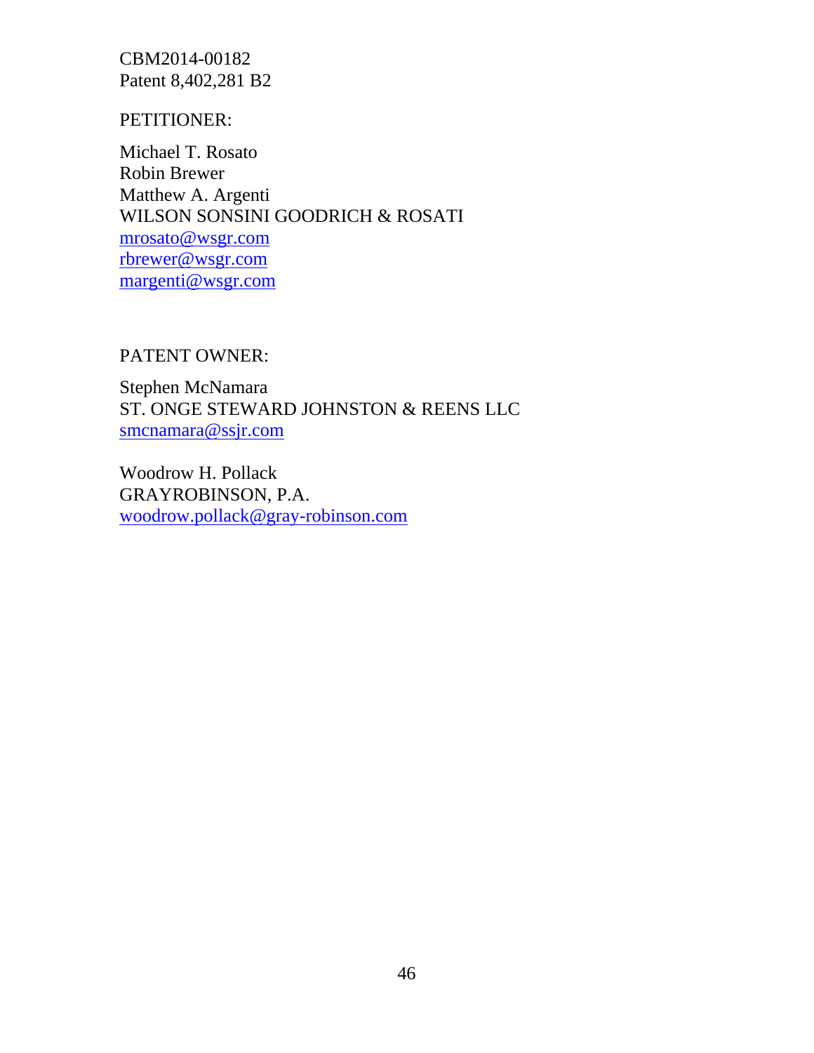CBM2014-00182
Patent 8,402,281 B2

PETITIONER:

Michael T. Rosato
Robin Brewer
Matthew A. Argenti
WILSON SONSINI GOODRICH & ROSATI
mrosato@wsgr.com
rbrewer@wsgr.com
margenti@wsgr.com

PATENT OWNER:

Stephen McNamara
ST. ONGE STEWARD JOHNSTON & REENS LLC
smcnamara@ssjr.com

Woodrow H. Pollack
GRAYROBINSON, P.A.
woodrow.pollack@gray-robinson.com